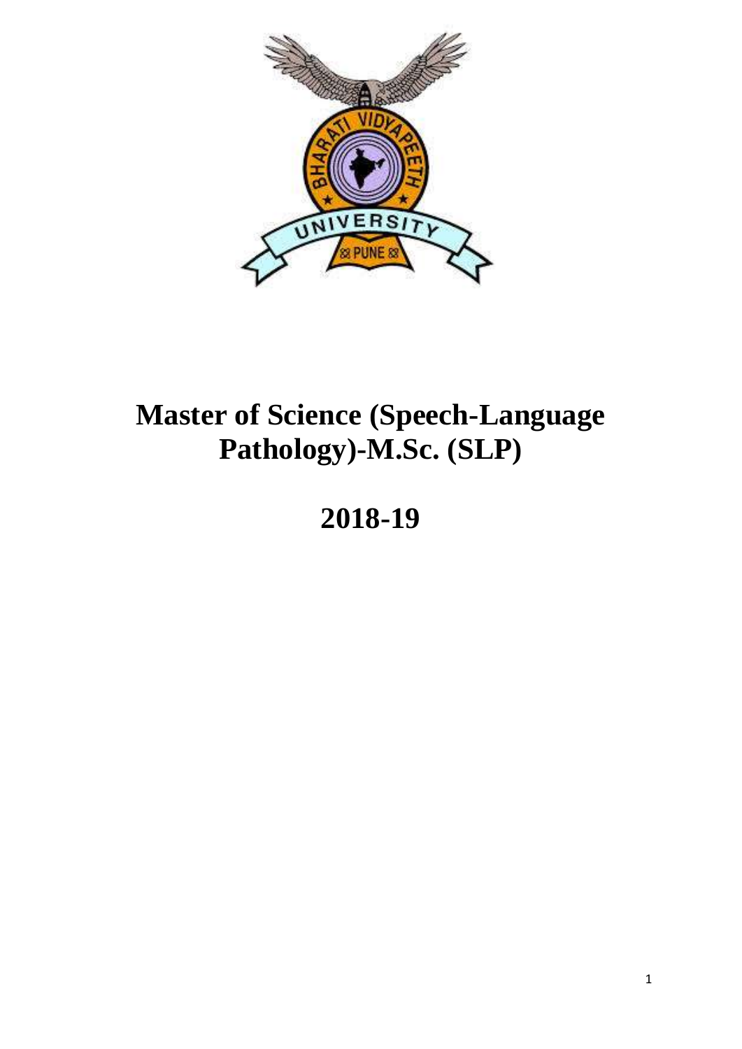# Master of Science (Speech-Language Pathology)-M.Sc. (SLP)

# 2018-19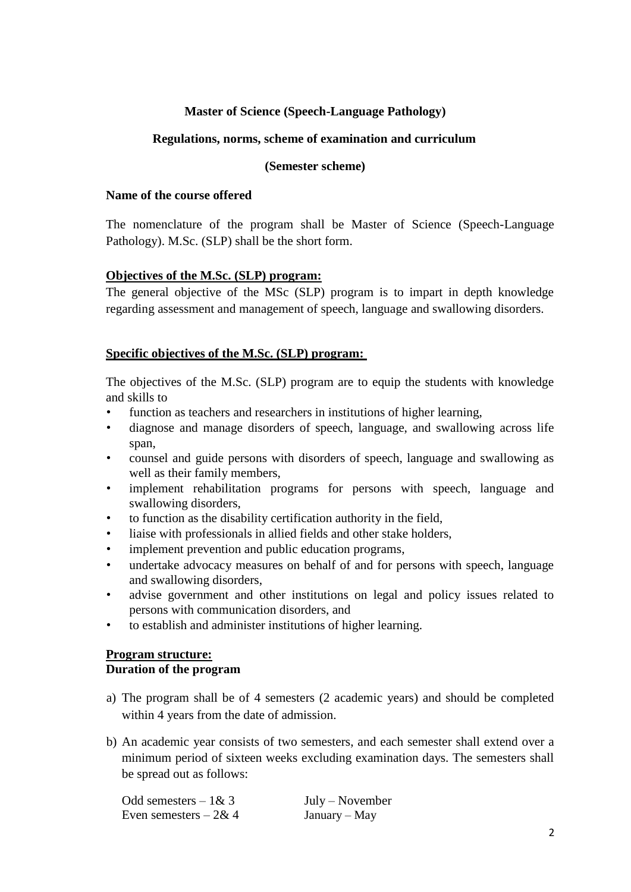**Master of Science (Speech-Language Pathology)**

**Regulations, norms, scheme of examination and curriculum**

**(Semester scheme)**

**Name of the course offered**

The nomenclature of the program shall be Master of Science (Speech-Language Pathology). M.Sc. (SLP) shall be the short form.

**Objectives of the M.Sc. (SLP) program:**

The general objective of the MSc (SLP) program is to impart in depth knowledge regarding assessment and management of speech, language and swallowing disorders.

**Specific objectives of the M.Sc. (SLP) program:**

The objectives of the M.Sc. (SLP) program are to equip the students with knowledge and skills to

- function as teachers and researchers in institutions of higher learning,
- diagnose and manage disorders of speech, language, and swallowing across life span,
- counsel and guide persons with disorders of speech, language and swallowing as well as their family members,
- implement rehabilitation programs for persons with speech, language and swallowing disorders,
- to function as the disability certification authority in the field,
- liaise with professionals in allied fields and other stake holders,
- implement prevention and public education programs,
- undertake advocacy measures on behalf of and for persons with speech, language and swallowing disorders,
- advise government and other institutions on legal and policy issues related to persons with communication disorders, and
- to establish and administer institutions of higher learning.

**Program structure:**

**Duration of the program**

a) The program shall be of 4 semesters (2 academic years) and should be completed within 4 years from the date of admission.

b) An academic year consists of two semesters, and each semester shall extend over a minimum period of sixteen weeks excluding examination days. The semesters shall be spread out as follows:

| | |
|---|---|
| Odd semesters – 1& 3 | July – November |
| Even semesters – 2& 4 | January – May |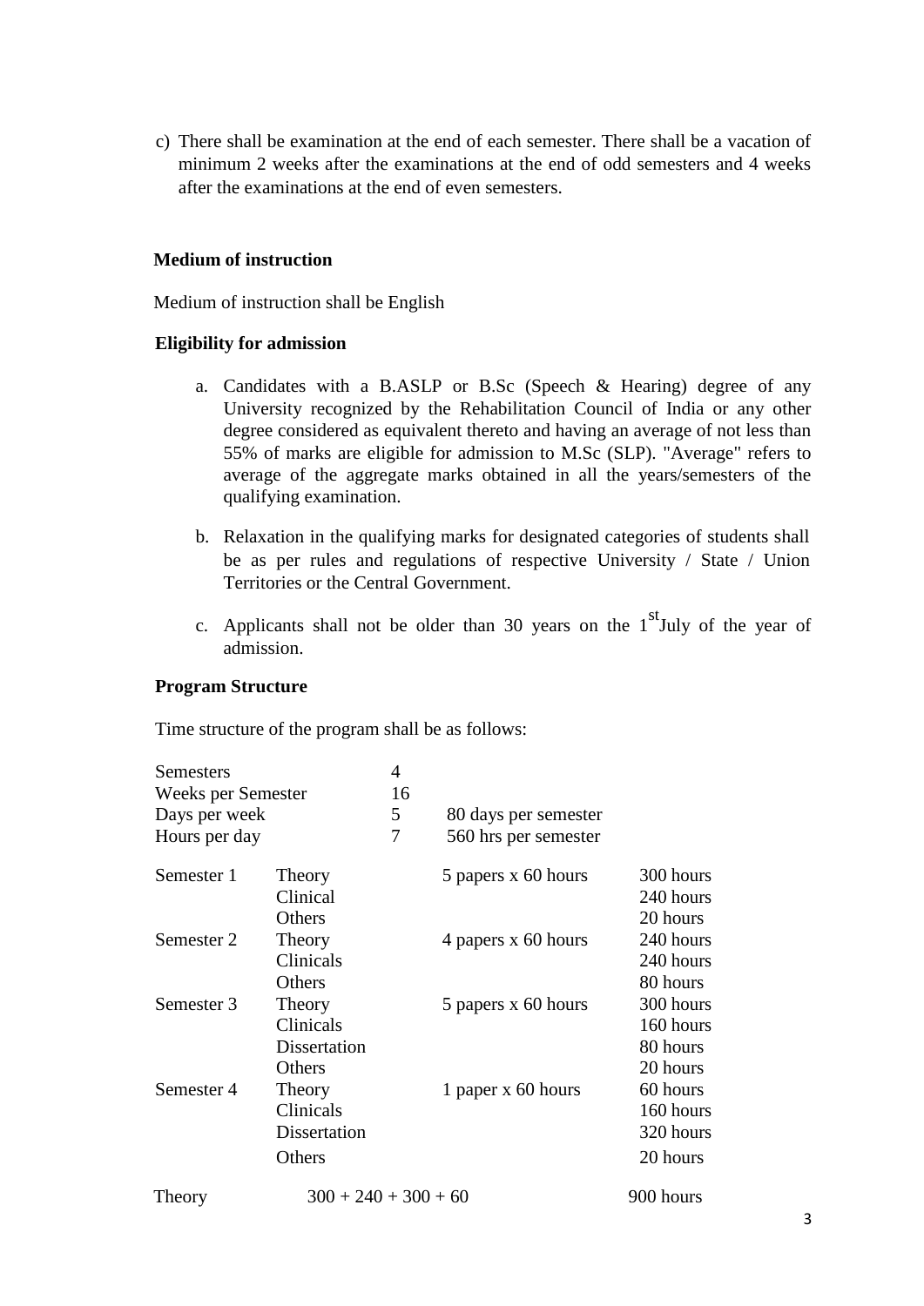c) There shall be examination at the end of each semester. There shall be a vacation of minimum 2 weeks after the examinations at the end of odd semesters and 4 weeks after the examinations at the end of even semesters.

**Medium of instruction**

Medium of instruction shall be English

**Eligibility for admission**

a. Candidates with a B.ASLP or B.Sc (Speech & Hearing) degree of any University recognized by the Rehabilitation Council of India or any other degree considered as equivalent thereto and having an average of not less than 55% of marks are eligible for admission to M.Sc (SLP). "Average" refers to average of the aggregate marks obtained in all the years/semesters of the qualifying examination.

b. Relaxation in the qualifying marks for designated categories of students shall be as per rules and regulations of respective University / State / Union Territories or the Central Government.

c. Applicants shall not be older than 30 years on the 1st July of the year of admission.

**Program Structure**

Time structure of the program shall be as follows:

| | | |
|---|---|---|
| Semesters | 4 | |
| Weeks per Semester | 16 | |
| Days per week | 5 | 80 days per semester |
| Hours per day | 7 | 560 hrs per semester |

| | | | |
|---|---|---|---|
| Semester 1 | Theory | 5 papers x 60 hours | 300 hours |
| | Clinical | | 240 hours |
| | Others | | 20 hours |
| Semester 2 | Theory | 4 papers x 60 hours | 240 hours |
| | Clinicals | | 240 hours |
| | Others | | 80 hours |
| Semester 3 | Theory | 5 papers x 60 hours | 300 hours |
| | Clinicals | | 160 hours |
| | Dissertation | | 80 hours |
| | Others | | 20 hours |
| Semester 4 | Theory | 1 paper x 60 hours | 60 hours |
| | Clinicals | | 160 hours |
| | Dissertation | | 320 hours |
| | Others | | 20 hours |

| | | |
|---|---|---|
| Theory | 300 + 240 + 300 + 60 | 900 hours |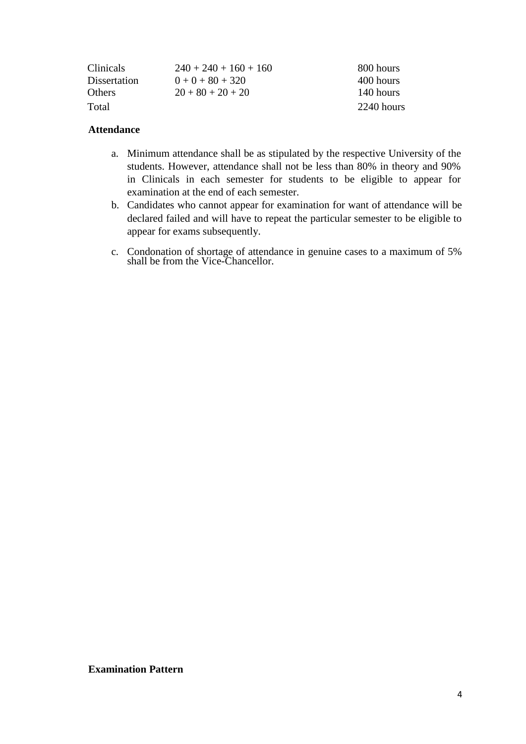| | | |
|---|---|---|
| Clinicals | 240 + 240 + 160 + 160 | 800 hours |
| Dissertation | 0 + 0 + 80 + 320 | 400 hours |
| Others | 20 + 80 + 20 + 20 | 140 hours |
| Total | | 2240 hours |

**Attendance**

a. Minimum attendance shall be as stipulated by the respective University of the students. However, attendance shall not be less than 80% in theory and 90% in Clinicals in each semester for students to be eligible to appear for examination at the end of each semester.

b. Candidates who cannot appear for examination for want of attendance will be declared failed and will have to repeat the particular semester to be eligible to appear for exams subsequently.

c. Condonation of shortage of attendance in genuine cases to a maximum of 5% shall be from the Vice-Chancellor.

**Examination Pattern**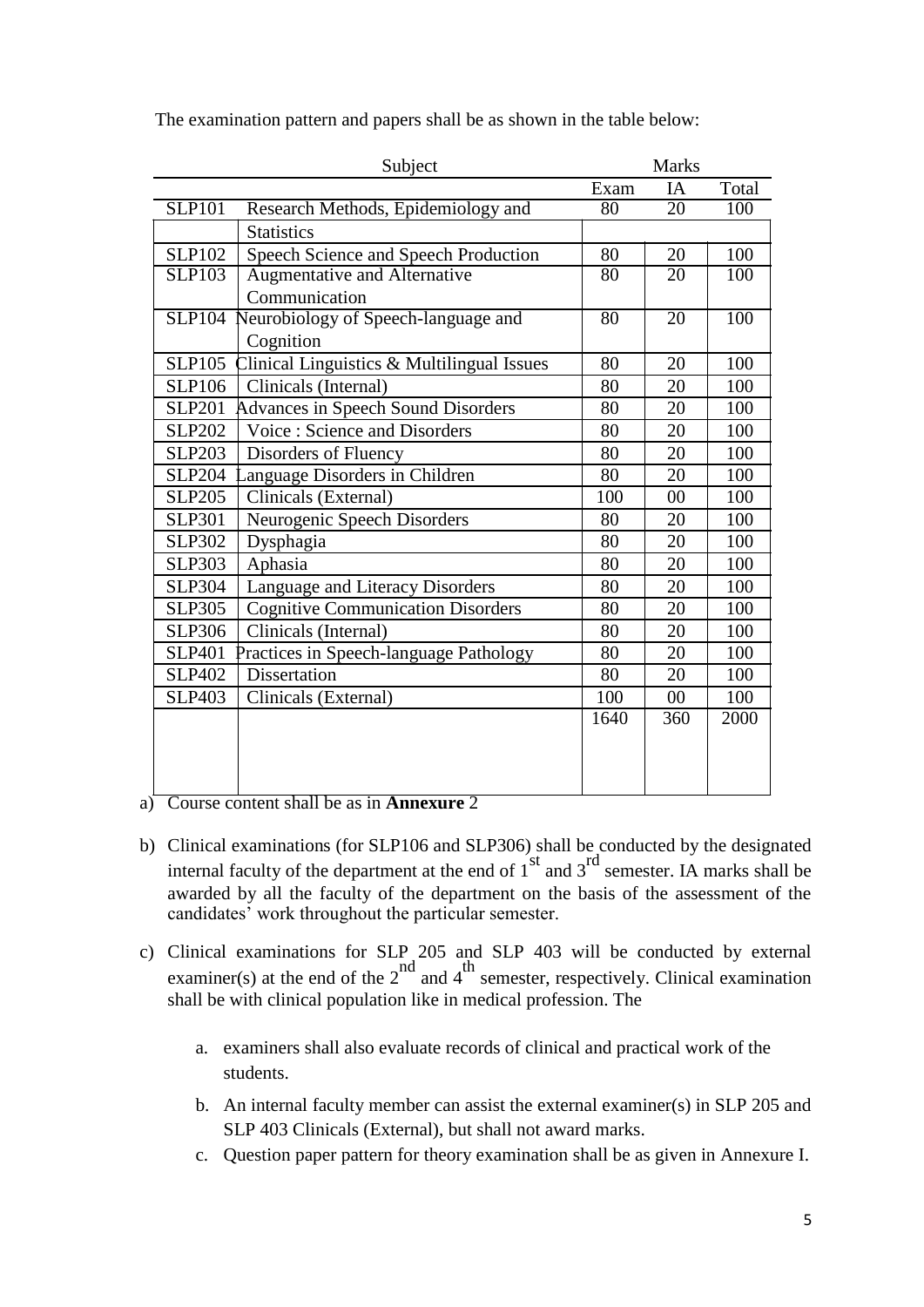The examination pattern and papers shall be as shown in the table below:

| Subject | | Marks | | |
|---|---|---|---|---|
| | | Exam | IA | Total |
| SLP101 | Research Methods, Epidemiology and Statistics | 80 | 20 | 100 |
| SLP102 | Speech Science and Speech Production | 80 | 20 | 100 |
| SLP103 | Augmentative and Alternative Communication | 80 | 20 | 100 |
| SLP104 | Neurobiology of Speech-language and Cognition | 80 | 20 | 100 |
| SLP105 | Clinical Linguistics & Multilingual Issues | 80 | 20 | 100 |
| SLP106 | Clinicals (Internal) | 80 | 20 | 100 |
| SLP201 | Advances in Speech Sound Disorders | 80 | 20 | 100 |
| SLP202 | Voice : Science and Disorders | 80 | 20 | 100 |
| SLP203 | Disorders of Fluency | 80 | 20 | 100 |
| SLP204 | Language Disorders in Children | 80 | 20 | 100 |
| SLP205 | Clinicals (External) | 100 | 00 | 100 |
| SLP301 | Neurogenic Speech Disorders | 80 | 20 | 100 |
| SLP302 | Dysphagia | 80 | 20 | 100 |
| SLP303 | Aphasia | 80 | 20 | 100 |
| SLP304 | Language and Literacy Disorders | 80 | 20 | 100 |
| SLP305 | Cognitive Communication Disorders | 80 | 20 | 100 |
| SLP306 | Clinicals (Internal) | 80 | 20 | 100 |
| SLP401 | Practices in Speech-language Pathology | 80 | 20 | 100 |
| SLP402 | Dissertation | 80 | 20 | 100 |
| SLP403 | Clinicals (External) | 100 | 00 | 100 |
| | | 1640 | 360 | 2000 |

a) Course content shall be as in **Annexure** 2

b) Clinical examinations (for SLP106 and SLP306) shall be conducted by the designated internal faculty of the department at the end of 1st and 3rd semester. IA marks shall be awarded by all the faculty of the department on the basis of the assessment of the candidates' work throughout the particular semester.

c) Clinical examinations for SLP 205 and SLP 403 will be conducted by external examiner(s) at the end of the 2nd and 4th semester, respectively. Clinical examination shall be with clinical population like in medical profession. The

   a. examiners shall also evaluate records of clinical and practical work of the students.

   b. An internal faculty member can assist the external examiner(s) in SLP 205 and SLP 403 Clinicals (External), but shall not award marks.

   c. Question paper pattern for theory examination shall be as given in Annexure I.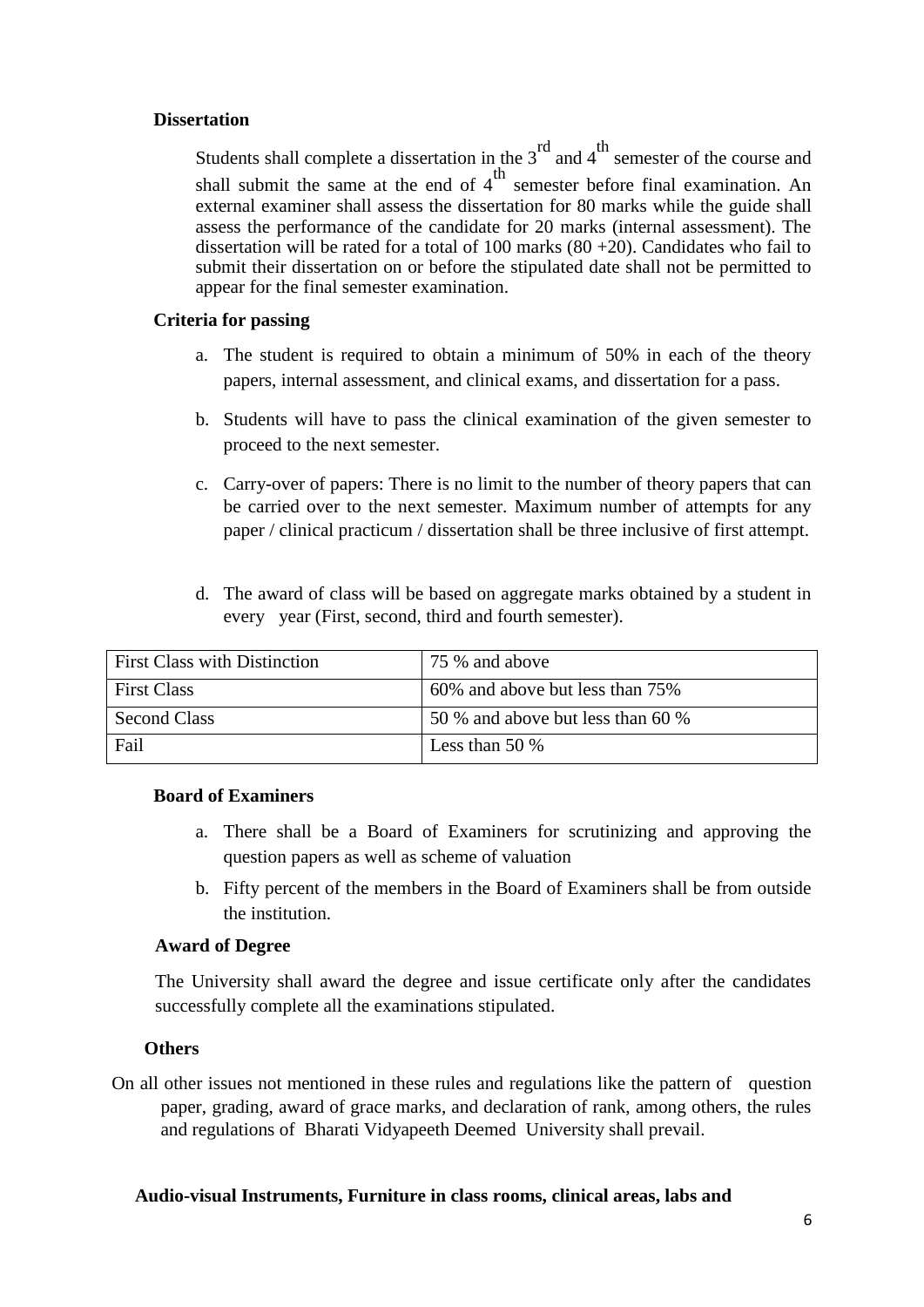**Dissertation**

Students shall complete a dissertation in the 3rd and 4th semester of the course and shall submit the same at the end of 4th semester before final examination. An external examiner shall assess the dissertation for 80 marks while the guide shall assess the performance of the candidate for 20 marks (internal assessment). The dissertation will be rated for a total of 100 marks (80 +20). Candidates who fail to submit their dissertation on or before the stipulated date shall not be permitted to appear for the final semester examination.

**Criteria for passing**

a. The student is required to obtain a minimum of 50% in each of the theory papers, internal assessment, and clinical exams, and dissertation for a pass.

b. Students will have to pass the clinical examination of the given semester to proceed to the next semester.

c. Carry-over of papers: There is no limit to the number of theory papers that can be carried over to the next semester. Maximum number of attempts for any paper / clinical practicum / dissertation shall be three inclusive of first attempt.

d. The award of class will be based on aggregate marks obtained by a student in every year (First, second, third and fourth semester).

| First Class with Distinction | 75 % and above |
|---|---|
| First Class | 60% and above but less than 75% |
| Second Class | 50 % and above but less than 60 % |
| Fail | Less than 50 % |

**Board of Examiners**

a. There shall be a Board of Examiners for scrutinizing and approving the question papers as well as scheme of valuation

b. Fifty percent of the members in the Board of Examiners shall be from outside the institution.

**Award of Degree**

The University shall award the degree and issue certificate only after the candidates successfully complete all the examinations stipulated.

**Others**

On all other issues not mentioned in these rules and regulations like the pattern of question paper, grading, award of grace marks, and declaration of rank, among others, the rules and regulations of Bharati Vidyapeeth Deemed University shall prevail.

**Audio-visual Instruments, Furniture in class rooms, clinical areas, labs and**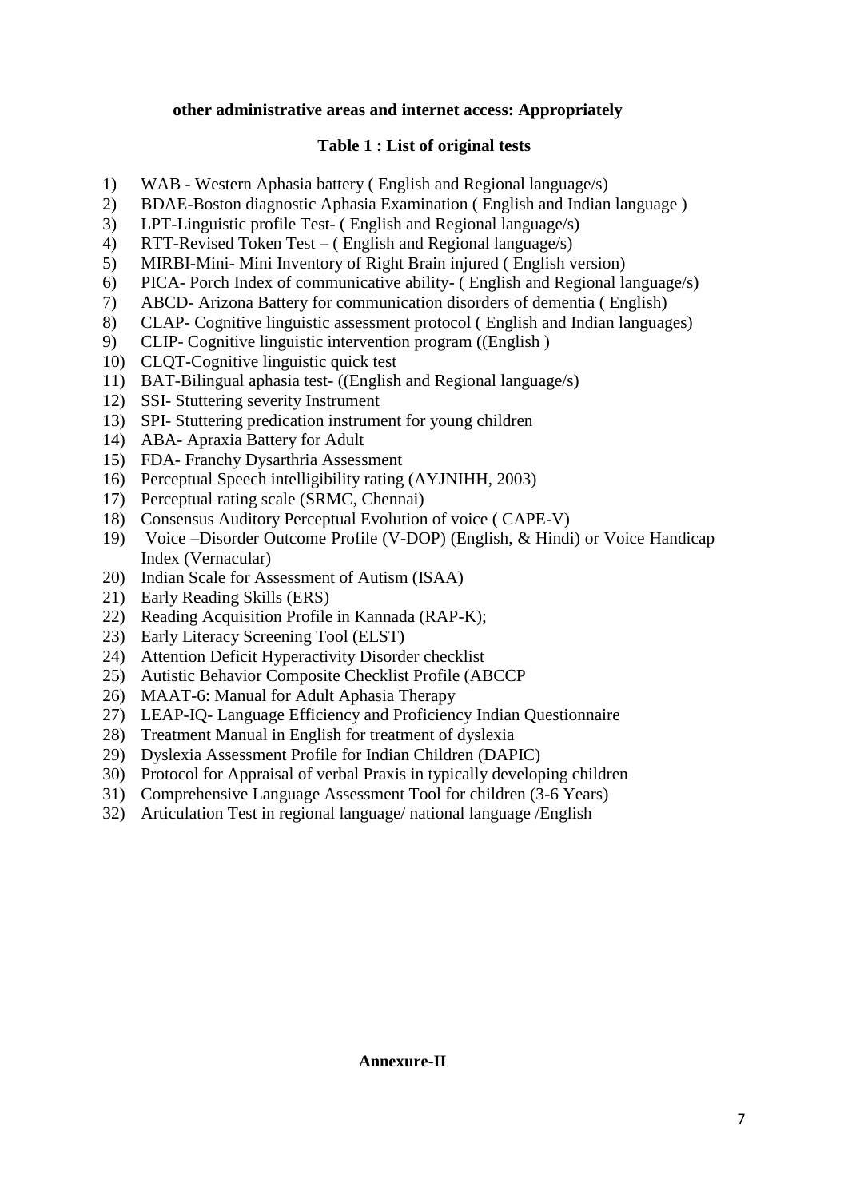**other administrative areas and internet access: Appropriately**

**Table 1 : List of original tests**

1) WAB - Western Aphasia battery ( English and Regional language/s)
2) BDAE-Boston diagnostic Aphasia Examination ( English and Indian language )
3) LPT-Linguistic profile Test- ( English and Regional language/s)
4) RTT-Revised Token Test – ( English and Regional language/s)
5) MIRBI-Mini- Mini Inventory of Right Brain injured ( English version)
6) PICA- Porch Index of communicative ability- ( English and Regional language/s)
7) ABCD- Arizona Battery for communication disorders of dementia ( English)
8) CLAP- Cognitive linguistic assessment protocol ( English and Indian languages)
9) CLIP- Cognitive linguistic intervention program ((English )
10) CLQT-Cognitive linguistic quick test
11) BAT-Bilingual aphasia test- ((English and Regional language/s)
12) SSI- Stuttering severity Instrument
13) SPI- Stuttering predication instrument for young children
14) ABA- Apraxia Battery for Adult
15) FDA- Franchy Dysarthria Assessment
16) Perceptual Speech intelligibility rating (AYJNIHH, 2003)
17) Perceptual rating scale (SRMC, Chennai)
18) Consensus Auditory Perceptual Evolution of voice ( CAPE-V)
19) Voice –Disorder Outcome Profile (V-DOP) (English, & Hindi) or Voice Handicap Index (Vernacular)
20) Indian Scale for Assessment of Autism (ISAA)
21) Early Reading Skills (ERS)
22) Reading Acquisition Profile in Kannada (RAP-K);
23) Early Literacy Screening Tool (ELST)
24) Attention Deficit Hyperactivity Disorder checklist
25) Autistic Behavior Composite Checklist Profile (ABCCP
26) MAAT-6: Manual for Adult Aphasia Therapy
27) LEAP-IQ- Language Efficiency and Proficiency Indian Questionnaire
28) Treatment Manual in English for treatment of dyslexia
29) Dyslexia Assessment Profile for Indian Children (DAPIC)
30) Protocol for Appraisal of verbal Praxis in typically developing children
31) Comprehensive Language Assessment Tool for children (3-6 Years)
32) Articulation Test in regional language/ national language /English

**Annexure-II**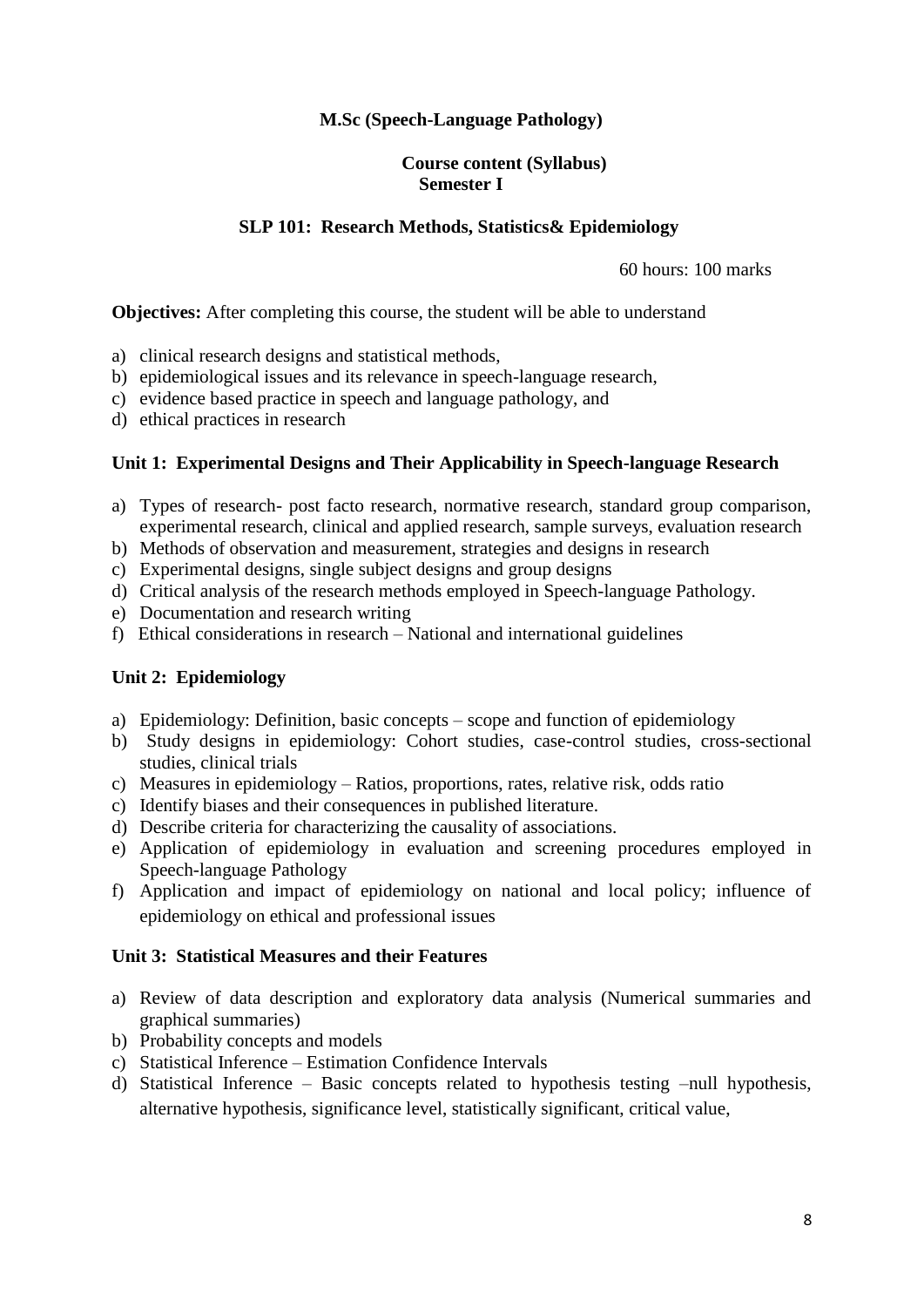**M.Sc (Speech-Language Pathology)**

**Course content (Syllabus)**
**Semester I**

## SLP 101: Research Methods, Statistics& Epidemiology

60 hours: 100 marks

**Objectives:** After completing this course, the student will be able to understand

a) clinical research designs and statistical methods,
b) epidemiological issues and its relevance in speech-language research,
c) evidence based practice in speech and language pathology, and
d) ethical practices in research

### Unit 1: Experimental Designs and Their Applicability in Speech-language Research

a) Types of research- post facto research, normative research, standard group comparison, experimental research, clinical and applied research, sample surveys, evaluation research
b) Methods of observation and measurement, strategies and designs in research
c) Experimental designs, single subject designs and group designs
d) Critical analysis of the research methods employed in Speech-language Pathology.
e) Documentation and research writing
f) Ethical considerations in research – National and international guidelines

### Unit 2: Epidemiology

a) Epidemiology: Definition, basic concepts – scope and function of epidemiology
b) Study designs in epidemiology: Cohort studies, case-control studies, cross-sectional studies, clinical trials
c) Measures in epidemiology – Ratios, proportions, rates, relative risk, odds ratio
c) Identify biases and their consequences in published literature.
d) Describe criteria for characterizing the causality of associations.
e) Application of epidemiology in evaluation and screening procedures employed in Speech-language Pathology
f) Application and impact of epidemiology on national and local policy; influence of epidemiology on ethical and professional issues

### Unit 3: Statistical Measures and their Features

a) Review of data description and exploratory data analysis (Numerical summaries and graphical summaries)
b) Probability concepts and models
c) Statistical Inference – Estimation Confidence Intervals
d) Statistical Inference – Basic concepts related to hypothesis testing –null hypothesis, alternative hypothesis, significance level, statistically significant, critical value,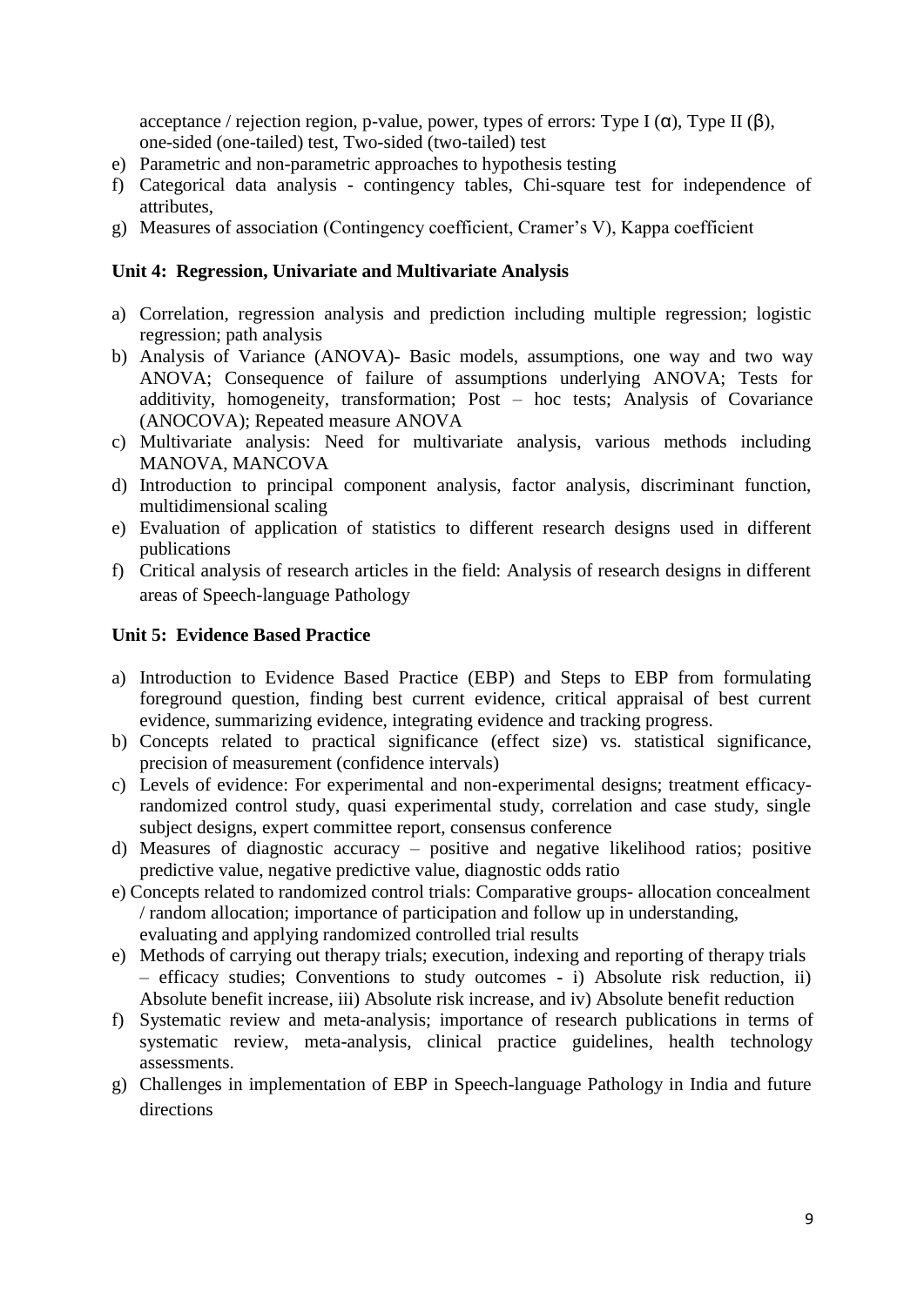acceptance / rejection region, p-value, power, types of errors: Type I (α), Type II (β), one-sided (one-tailed) test, Two-sided (two-tailed) test

e) Parametric and non-parametric approaches to hypothesis testing
f) Categorical data analysis - contingency tables, Chi-square test for independence of attributes,
g) Measures of association (Contingency coefficient, Cramer's V), Kappa coefficient

**Unit 4: Regression, Univariate and Multivariate Analysis**

a) Correlation, regression analysis and prediction including multiple regression; logistic regression; path analysis
b) Analysis of Variance (ANOVA)- Basic models, assumptions, one way and two way ANOVA; Consequence of failure of assumptions underlying ANOVA; Tests for additivity, homogeneity, transformation; Post – hoc tests; Analysis of Covariance (ANOCOVA); Repeated measure ANOVA
c) Multivariate analysis: Need for multivariate analysis, various methods including MANOVA, MANCOVA
d) Introduction to principal component analysis, factor analysis, discriminant function, multidimensional scaling
e) Evaluation of application of statistics to different research designs used in different publications
f) Critical analysis of research articles in the field: Analysis of research designs in different areas of Speech-language Pathology

**Unit 5: Evidence Based Practice**

a) Introduction to Evidence Based Practice (EBP) and Steps to EBP from formulating foreground question, finding best current evidence, critical appraisal of best current evidence, summarizing evidence, integrating evidence and tracking progress.
b) Concepts related to practical significance (effect size) vs. statistical significance, precision of measurement (confidence intervals)
c) Levels of evidence: For experimental and non-experimental designs; treatment efficacy-randomized control study, quasi experimental study, correlation and case study, single subject designs, expert committee report, consensus conference
d) Measures of diagnostic accuracy – positive and negative likelihood ratios; positive predictive value, negative predictive value, diagnostic odds ratio
e) Concepts related to randomized control trials: Comparative groups- allocation concealment / random allocation; importance of participation and follow up in understanding, evaluating and applying randomized controlled trial results
e) Methods of carrying out therapy trials; execution, indexing and reporting of therapy trials – efficacy studies; Conventions to study outcomes - i) Absolute risk reduction, ii) Absolute benefit increase, iii) Absolute risk increase, and iv) Absolute benefit reduction
f) Systematic review and meta-analysis; importance of research publications in terms of systematic review, meta-analysis, clinical practice guidelines, health technology assessments.
g) Challenges in implementation of EBP in Speech-language Pathology in India and future directions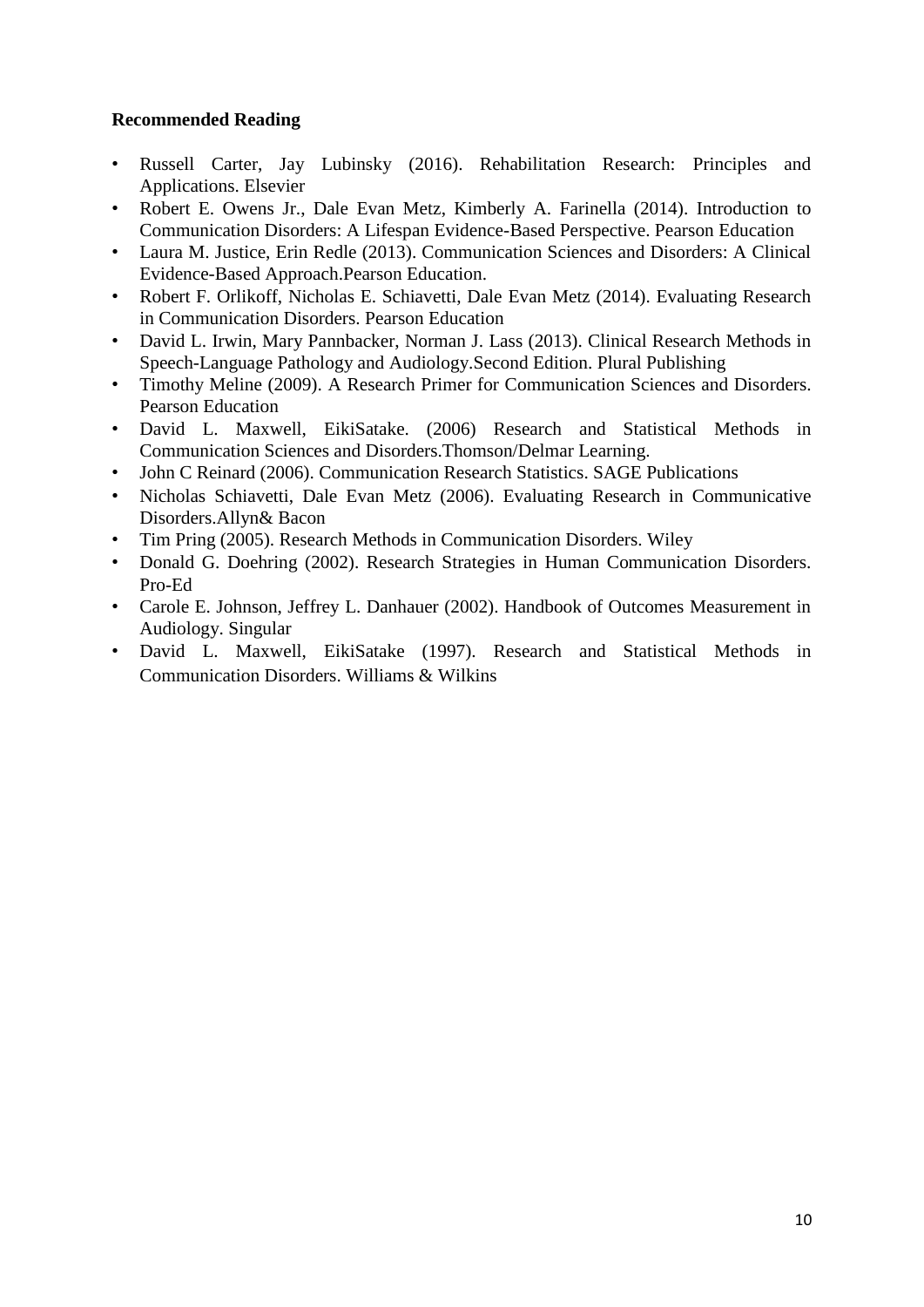**Recommended Reading**

- Russell Carter, Jay Lubinsky (2016). Rehabilitation Research: Principles and Applications. Elsevier
- Robert E. Owens Jr., Dale Evan Metz, Kimberly A. Farinella (2014). Introduction to Communication Disorders: A Lifespan Evidence-Based Perspective. Pearson Education
- Laura M. Justice, Erin Redle (2013). Communication Sciences and Disorders: A Clinical Evidence-Based Approach.Pearson Education.
- Robert F. Orlikoff, Nicholas E. Schiavetti, Dale Evan Metz (2014). Evaluating Research in Communication Disorders. Pearson Education
- David L. Irwin, Mary Pannbacker, Norman J. Lass (2013). Clinical Research Methods in Speech-Language Pathology and Audiology.Second Edition. Plural Publishing
- Timothy Meline (2009). A Research Primer for Communication Sciences and Disorders. Pearson Education
- David L. Maxwell, EikiSatake. (2006) Research and Statistical Methods in Communication Sciences and Disorders.Thomson/Delmar Learning.
- John C Reinard (2006). Communication Research Statistics. SAGE Publications
- Nicholas Schiavetti, Dale Evan Metz (2006). Evaluating Research in Communicative Disorders.Allyn& Bacon
- Tim Pring (2005). Research Methods in Communication Disorders. Wiley
- Donald G. Doehring (2002). Research Strategies in Human Communication Disorders. Pro-Ed
- Carole E. Johnson, Jeffrey L. Danhauer (2002). Handbook of Outcomes Measurement in Audiology. Singular
- David L. Maxwell, EikiSatake (1997). Research and Statistical Methods in Communication Disorders. Williams & Wilkins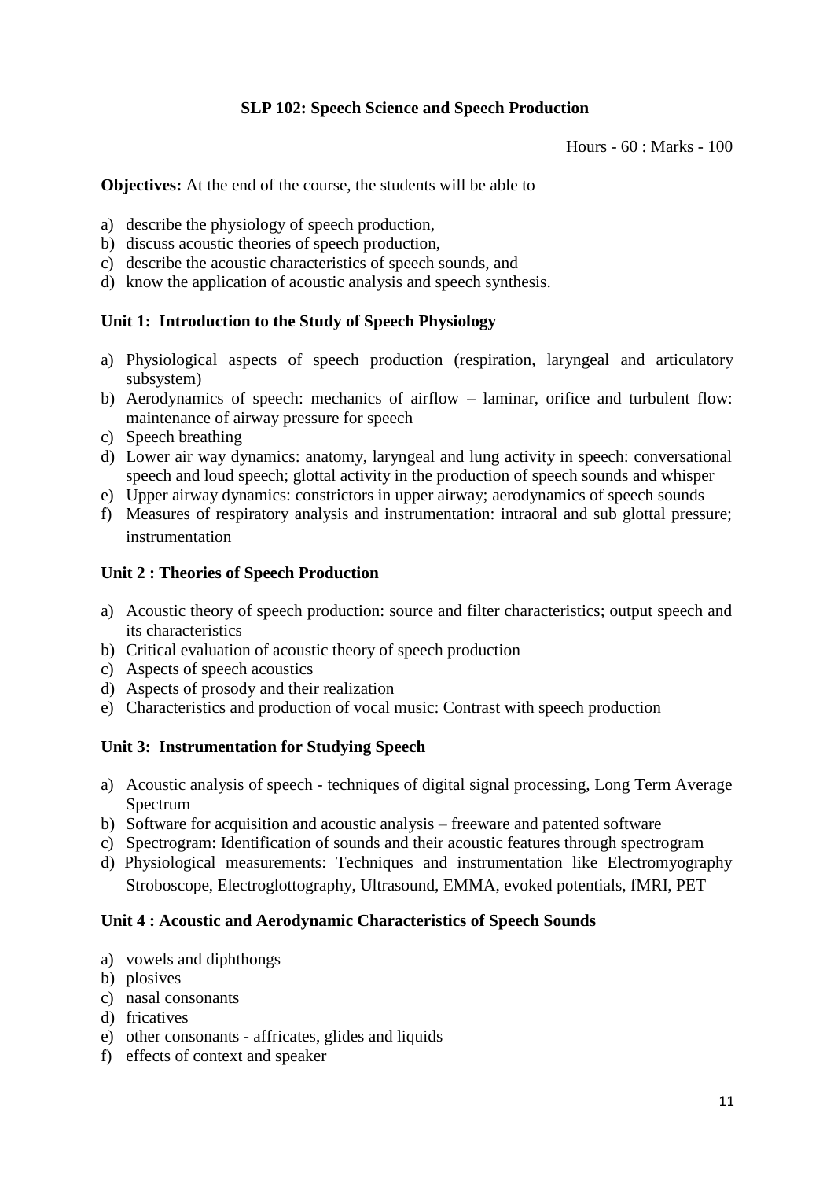## SLP 102: Speech Science and Speech Production

Hours - 60 : Marks - 100

**Objectives:** At the end of the course, the students will be able to

a) describe the physiology of speech production,
b) discuss acoustic theories of speech production,
c) describe the acoustic characteristics of speech sounds, and
d) know the application of acoustic analysis and speech synthesis.

### Unit 1: Introduction to the Study of Speech Physiology

a) Physiological aspects of speech production (respiration, laryngeal and articulatory subsystem)
b) Aerodynamics of speech: mechanics of airflow – laminar, orifice and turbulent flow: maintenance of airway pressure for speech
c) Speech breathing
d) Lower air way dynamics: anatomy, laryngeal and lung activity in speech: conversational speech and loud speech; glottal activity in the production of speech sounds and whisper
e) Upper airway dynamics: constrictors in upper airway; aerodynamics of speech sounds
f) Measures of respiratory analysis and instrumentation: intraoral and sub glottal pressure; instrumentation

### Unit 2 : Theories of Speech Production

a) Acoustic theory of speech production: source and filter characteristics; output speech and its characteristics
b) Critical evaluation of acoustic theory of speech production
c) Aspects of speech acoustics
d) Aspects of prosody and their realization
e) Characteristics and production of vocal music: Contrast with speech production

### Unit 3: Instrumentation for Studying Speech

a) Acoustic analysis of speech - techniques of digital signal processing, Long Term Average Spectrum
b) Software for acquisition and acoustic analysis – freeware and patented software
c) Spectrogram: Identification of sounds and their acoustic features through spectrogram
d) Physiological measurements: Techniques and instrumentation like Electromyography Stroboscope, Electroglottography, Ultrasound, EMMA, evoked potentials, fMRI, PET

### Unit 4 : Acoustic and Aerodynamic Characteristics of Speech Sounds

a) vowels and diphthongs
b) plosives
c) nasal consonants
d) fricatives
e) other consonants - affricates, glides and liquids
f) effects of context and speaker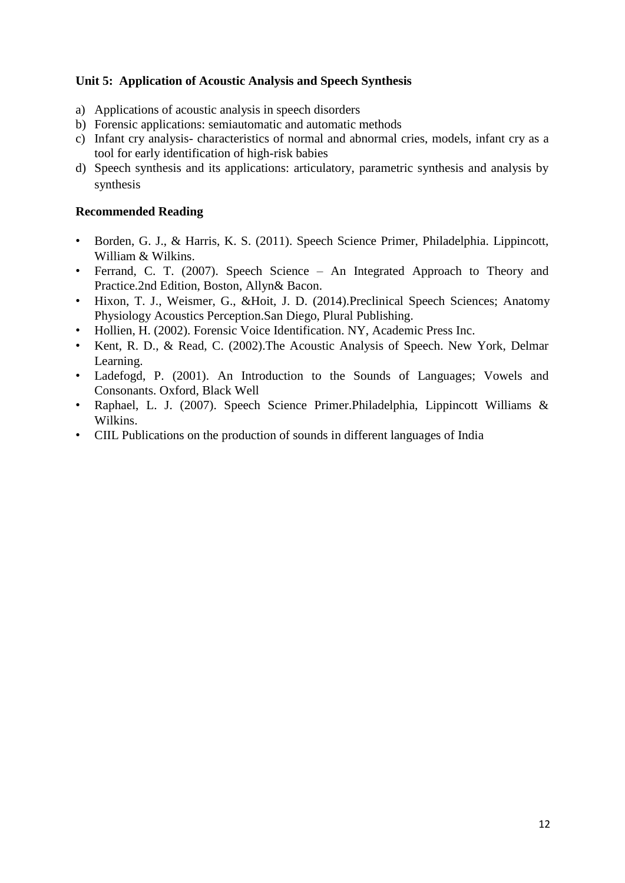**Unit 5: Application of Acoustic Analysis and Speech Synthesis**

a) Applications of acoustic analysis in speech disorders
b) Forensic applications: semiautomatic and automatic methods
c) Infant cry analysis- characteristics of normal and abnormal cries, models, infant cry as a tool for early identification of high-risk babies
d) Speech synthesis and its applications: articulatory, parametric synthesis and analysis by synthesis

**Recommended Reading**

- Borden, G. J., & Harris, K. S. (2011). Speech Science Primer, Philadelphia. Lippincott, William & Wilkins.
- Ferrand, C. T. (2007). Speech Science – An Integrated Approach to Theory and Practice.2nd Edition, Boston, Allyn& Bacon.
- Hixon, T. J., Weismer, G., &Hoit, J. D. (2014).Preclinical Speech Sciences; Anatomy Physiology Acoustics Perception.San Diego, Plural Publishing.
- Hollien, H. (2002). Forensic Voice Identification. NY, Academic Press Inc.
- Kent, R. D., & Read, C. (2002).The Acoustic Analysis of Speech. New York, Delmar Learning.
- Ladefogd, P. (2001). An Introduction to the Sounds of Languages; Vowels and Consonants. Oxford, Black Well
- Raphael, L. J. (2007). Speech Science Primer.Philadelphia, Lippincott Williams & Wilkins.
- CIIL Publications on the production of sounds in different languages of India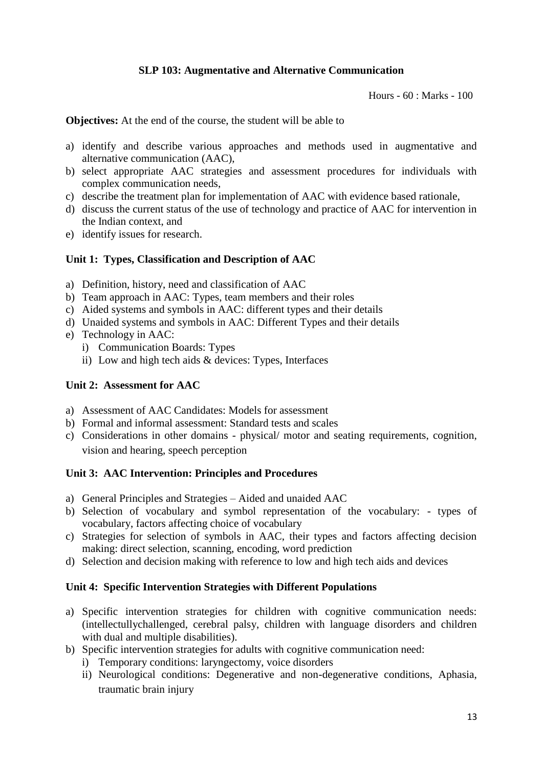## SLP 103: Augmentative and Alternative Communication

Hours - 60 : Marks - 100

**Objectives:** At the end of the course, the student will be able to

a) identify and describe various approaches and methods used in augmentative and alternative communication (AAC),
b) select appropriate AAC strategies and assessment procedures for individuals with complex communication needs,
c) describe the treatment plan for implementation of AAC with evidence based rationale,
d) discuss the current status of the use of technology and practice of AAC for intervention in the Indian context, and
e) identify issues for research.

### Unit 1: Types, Classification and Description of AAC

a) Definition, history, need and classification of AAC
b) Team approach in AAC: Types, team members and their roles
c) Aided systems and symbols in AAC: different types and their details
d) Unaided systems and symbols in AAC: Different Types and their details
e) Technology in AAC:
   i) Communication Boards: Types
   ii) Low and high tech aids & devices: Types, Interfaces

### Unit 2: Assessment for AAC

a) Assessment of AAC Candidates: Models for assessment
b) Formal and informal assessment: Standard tests and scales
c) Considerations in other domains - physical/ motor and seating requirements, cognition, vision and hearing, speech perception

### Unit 3: AAC Intervention: Principles and Procedures

a) General Principles and Strategies – Aided and unaided AAC
b) Selection of vocabulary and symbol representation of the vocabulary: - types of vocabulary, factors affecting choice of vocabulary
c) Strategies for selection of symbols in AAC, their types and factors affecting decision making: direct selection, scanning, encoding, word prediction
d) Selection and decision making with reference to low and high tech aids and devices

### Unit 4: Specific Intervention Strategies with Different Populations

a) Specific intervention strategies for children with cognitive communication needs: (intellectullychallenged, cerebral palsy, children with language disorders and children with dual and multiple disabilities).
b) Specific intervention strategies for adults with cognitive communication need:
   i) Temporary conditions: laryngectomy, voice disorders
   ii) Neurological conditions: Degenerative and non-degenerative conditions, Aphasia, traumatic brain injury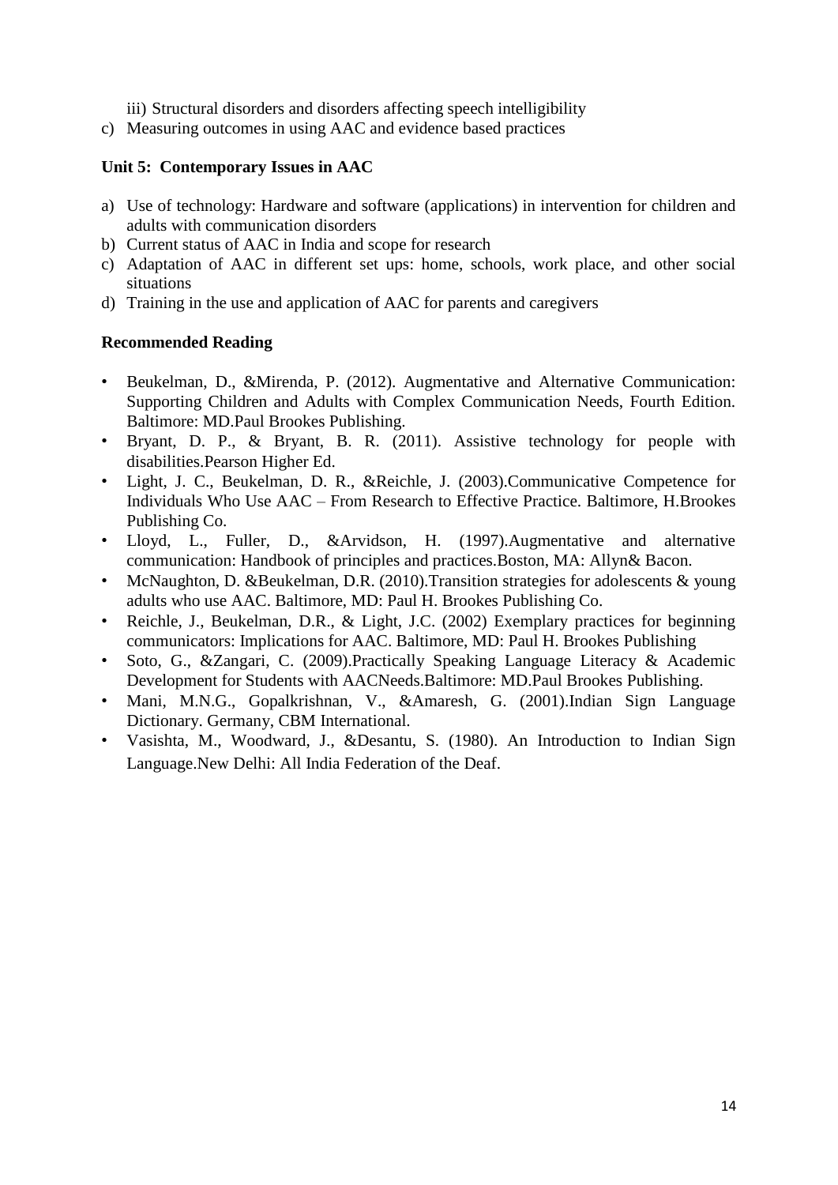iii) Structural disorders and disorders affecting speech intelligibility

c) Measuring outcomes in using AAC and evidence based practices

**Unit 5: Contemporary Issues in AAC**

a) Use of technology: Hardware and software (applications) in intervention for children and adults with communication disorders
b) Current status of AAC in India and scope for research
c) Adaptation of AAC in different set ups: home, schools, work place, and other social situations
d) Training in the use and application of AAC for parents and caregivers

**Recommended Reading**

- Beukelman, D., &Mirenda, P. (2012). Augmentative and Alternative Communication: Supporting Children and Adults with Complex Communication Needs, Fourth Edition. Baltimore: MD.Paul Brookes Publishing.
- Bryant, D. P., & Bryant, B. R. (2011). Assistive technology for people with disabilities.Pearson Higher Ed.
- Light, J. C., Beukelman, D. R., &Reichle, J. (2003).Communicative Competence for Individuals Who Use AAC – From Research to Effective Practice. Baltimore, H.Brookes Publishing Co.
- Lloyd, L., Fuller, D., &Arvidson, H. (1997).Augmentative and alternative communication: Handbook of principles and practices.Boston, MA: Allyn& Bacon.
- McNaughton, D. &Beukelman, D.R. (2010).Transition strategies for adolescents & young adults who use AAC. Baltimore, MD: Paul H. Brookes Publishing Co.
- Reichle, J., Beukelman, D.R., & Light, J.C. (2002) Exemplary practices for beginning communicators: Implications for AAC. Baltimore, MD: Paul H. Brookes Publishing
- Soto, G., &Zangari, C. (2009).Practically Speaking Language Literacy & Academic Development for Students with AACNeeds.Baltimore: MD.Paul Brookes Publishing.
- Mani, M.N.G., Gopalkrishnan, V., &Amaresh, G. (2001).Indian Sign Language Dictionary. Germany, CBM International.
- Vasishta, M., Woodward, J., &Desantu, S. (1980). An Introduction to Indian Sign Language.New Delhi: All India Federation of the Deaf.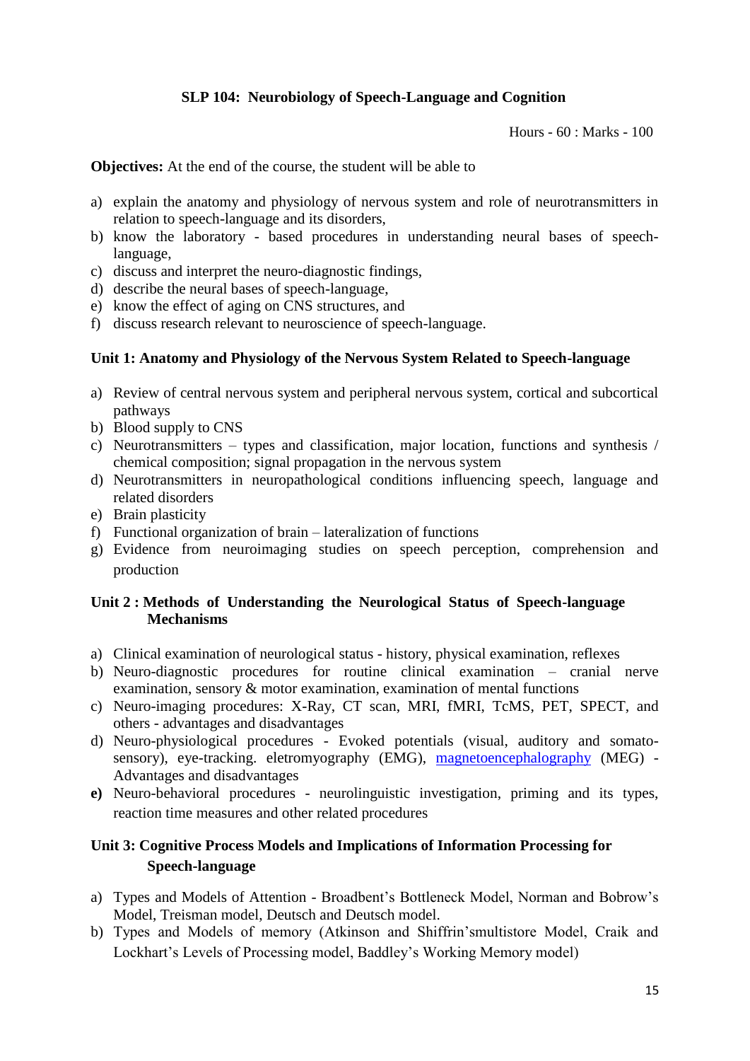**SLP 104: Neurobiology of Speech-Language and Cognition**

Hours - 60 : Marks - 100

**Objectives:** At the end of the course, the student will be able to

a) explain the anatomy and physiology of nervous system and role of neurotransmitters in relation to speech-language and its disorders,
b) know the laboratory - based procedures in understanding neural bases of speech-language,
c) discuss and interpret the neuro-diagnostic findings,
d) describe the neural bases of speech-language,
e) know the effect of aging on CNS structures, and
f) discuss research relevant to neuroscience of speech-language.

**Unit 1: Anatomy and Physiology of the Nervous System Related to Speech-language**

a) Review of central nervous system and peripheral nervous system, cortical and subcortical pathways
b) Blood supply to CNS
c) Neurotransmitters – types and classification, major location, functions and synthesis / chemical composition; signal propagation in the nervous system
d) Neurotransmitters in neuropathological conditions influencing speech, language and related disorders
e) Brain plasticity
f) Functional organization of brain – lateralization of functions
g) Evidence from neuroimaging studies on speech perception, comprehension and production

**Unit 2 : Methods of Understanding the Neurological Status of Speech-language Mechanisms**

a) Clinical examination of neurological status - history, physical examination, reflexes
b) Neuro-diagnostic procedures for routine clinical examination – cranial nerve examination, sensory & motor examination, examination of mental functions
c) Neuro-imaging procedures: X-Ray, CT scan, MRI, fMRI, TcMS, PET, SPECT, and others - advantages and disadvantages
d) Neuro-physiological procedures - Evoked potentials (visual, auditory and somato-sensory), eye-tracking. eletromyography (EMG), magnetoencephalography (MEG) - Advantages and disadvantages
**e)** Neuro-behavioral procedures - neurolinguistic investigation, priming and its types, reaction time measures and other related procedures

**Unit 3: Cognitive Process Models and Implications of Information Processing for Speech-language**

a) Types and Models of Attention - Broadbent's Bottleneck Model, Norman and Bobrow's Model, Treisman model, Deutsch and Deutsch model.
b) Types and Models of memory (Atkinson and Shiffrin'smultistore Model, Craik and Lockhart's Levels of Processing model, Baddley's Working Memory model)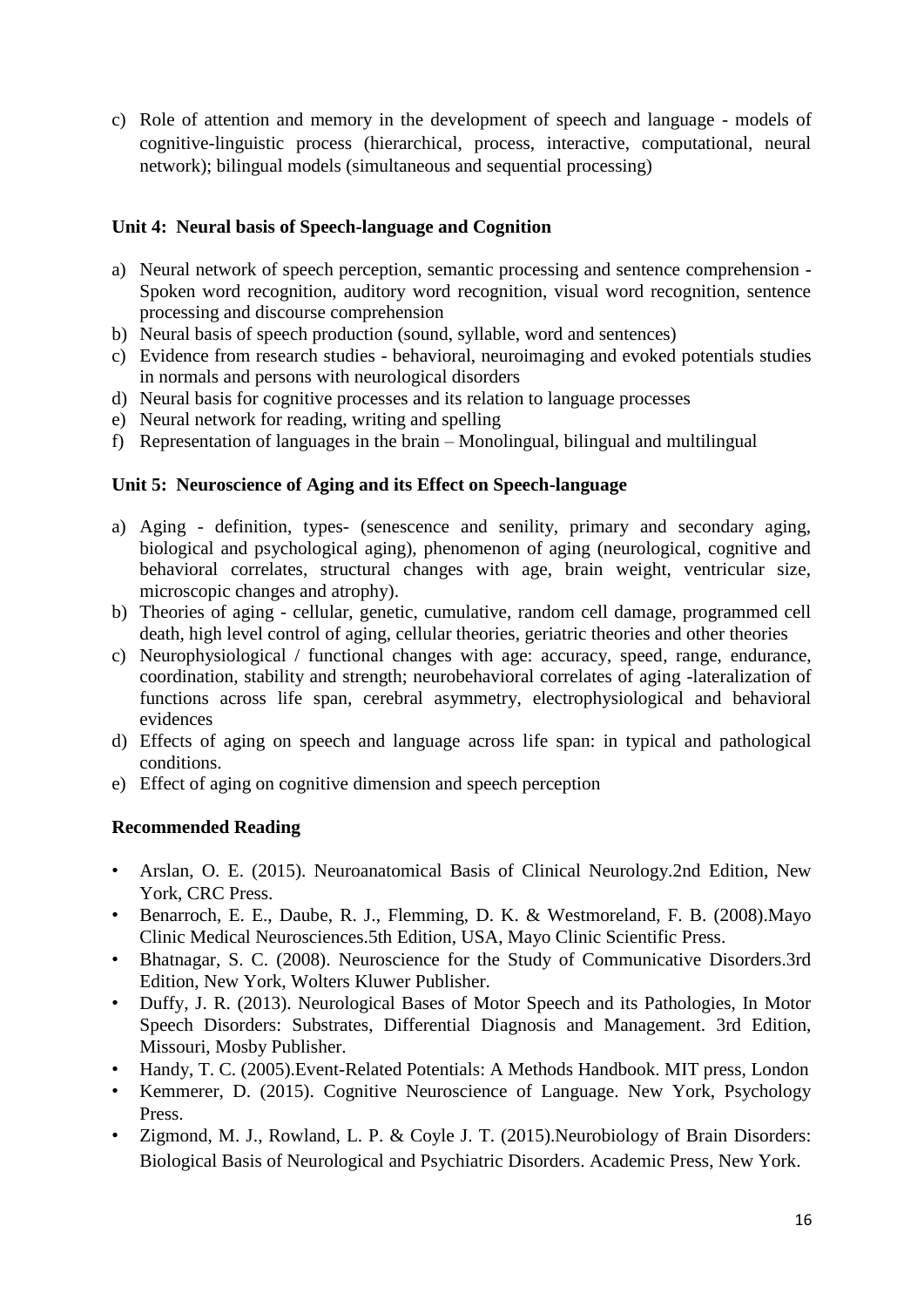c) Role of attention and memory in the development of speech and language - models of cognitive-linguistic process (hierarchical, process, interactive, computational, neural network); bilingual models (simultaneous and sequential processing)

**Unit 4: Neural basis of Speech-language and Cognition**

a) Neural network of speech perception, semantic processing and sentence comprehension - Spoken word recognition, auditory word recognition, visual word recognition, sentence processing and discourse comprehension
b) Neural basis of speech production (sound, syllable, word and sentences)
c) Evidence from research studies - behavioral, neuroimaging and evoked potentials studies in normals and persons with neurological disorders
d) Neural basis for cognitive processes and its relation to language processes
e) Neural network for reading, writing and spelling
f) Representation of languages in the brain – Monolingual, bilingual and multilingual

**Unit 5: Neuroscience of Aging and its Effect on Speech-language**

a) Aging - definition, types- (senescence and senility, primary and secondary aging, biological and psychological aging), phenomenon of aging (neurological, cognitive and behavioral correlates, structural changes with age, brain weight, ventricular size, microscopic changes and atrophy).
b) Theories of aging - cellular, genetic, cumulative, random cell damage, programmed cell death, high level control of aging, cellular theories, geriatric theories and other theories
c) Neurophysiological / functional changes with age: accuracy, speed, range, endurance, coordination, stability and strength; neurobehavioral correlates of aging -lateralization of functions across life span, cerebral asymmetry, electrophysiological and behavioral evidences
d) Effects of aging on speech and language across life span: in typical and pathological conditions.
e) Effect of aging on cognitive dimension and speech perception

**Recommended Reading**

- Arslan, O. E. (2015). Neuroanatomical Basis of Clinical Neurology.2nd Edition, New York, CRC Press.
- Benarroch, E. E., Daube, R. J., Flemming, D. K. & Westmoreland, F. B. (2008).Mayo Clinic Medical Neurosciences.5th Edition, USA, Mayo Clinic Scientific Press.
- Bhatnagar, S. C. (2008). Neuroscience for the Study of Communicative Disorders.3rd Edition, New York, Wolters Kluwer Publisher.
- Duffy, J. R. (2013). Neurological Bases of Motor Speech and its Pathologies, In Motor Speech Disorders: Substrates, Differential Diagnosis and Management. 3rd Edition, Missouri, Mosby Publisher.
- Handy, T. C. (2005).Event-Related Potentials: A Methods Handbook. MIT press, London
- Kemmerer, D. (2015). Cognitive Neuroscience of Language. New York, Psychology Press.
- Zigmond, M. J., Rowland, L. P. & Coyle J. T. (2015).Neurobiology of Brain Disorders: Biological Basis of Neurological and Psychiatric Disorders. Academic Press, New York.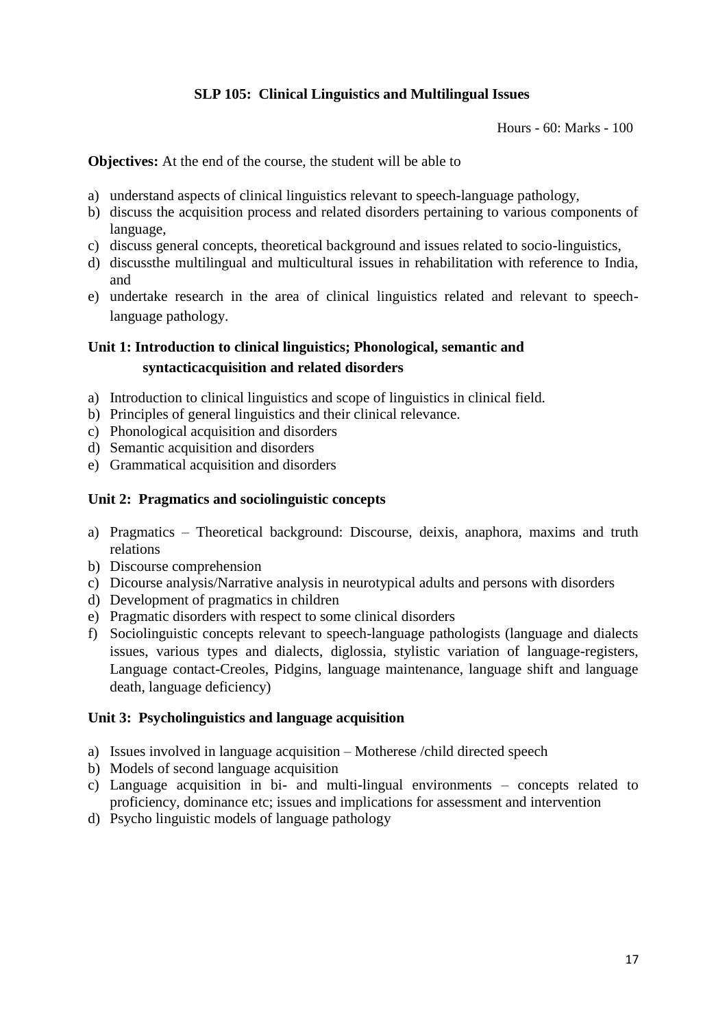## SLP 105: Clinical Linguistics and Multilingual Issues

Hours - 60: Marks - 100

**Objectives:** At the end of the course, the student will be able to

a) understand aspects of clinical linguistics relevant to speech-language pathology,
b) discuss the acquisition process and related disorders pertaining to various components of language,
c) discuss general concepts, theoretical background and issues related to socio-linguistics,
d) discussthe multilingual and multicultural issues in rehabilitation with reference to India, and
e) undertake research in the area of clinical linguistics related and relevant to speech-language pathology.

### Unit 1: Introduction to clinical linguistics; Phonological, semantic and syntacticacquisition and related disorders

a) Introduction to clinical linguistics and scope of linguistics in clinical field.
b) Principles of general linguistics and their clinical relevance.
c) Phonological acquisition and disorders
d) Semantic acquisition and disorders
e) Grammatical acquisition and disorders

### Unit 2: Pragmatics and sociolinguistic concepts

a) Pragmatics – Theoretical background: Discourse, deixis, anaphora, maxims and truth relations
b) Discourse comprehension
c) Dicourse analysis/Narrative analysis in neurotypical adults and persons with disorders
d) Development of pragmatics in children
e) Pragmatic disorders with respect to some clinical disorders
f) Sociolinguistic concepts relevant to speech-language pathologists (language and dialects issues, various types and dialects, diglossia, stylistic variation of language-registers, Language contact-Creoles, Pidgins, language maintenance, language shift and language death, language deficiency)

### Unit 3: Psycholinguistics and language acquisition

a) Issues involved in language acquisition – Motherese /child directed speech
b) Models of second language acquisition
c) Language acquisition in bi- and multi-lingual environments – concepts related to proficiency, dominance etc; issues and implications for assessment and intervention
d) Psycho linguistic models of language pathology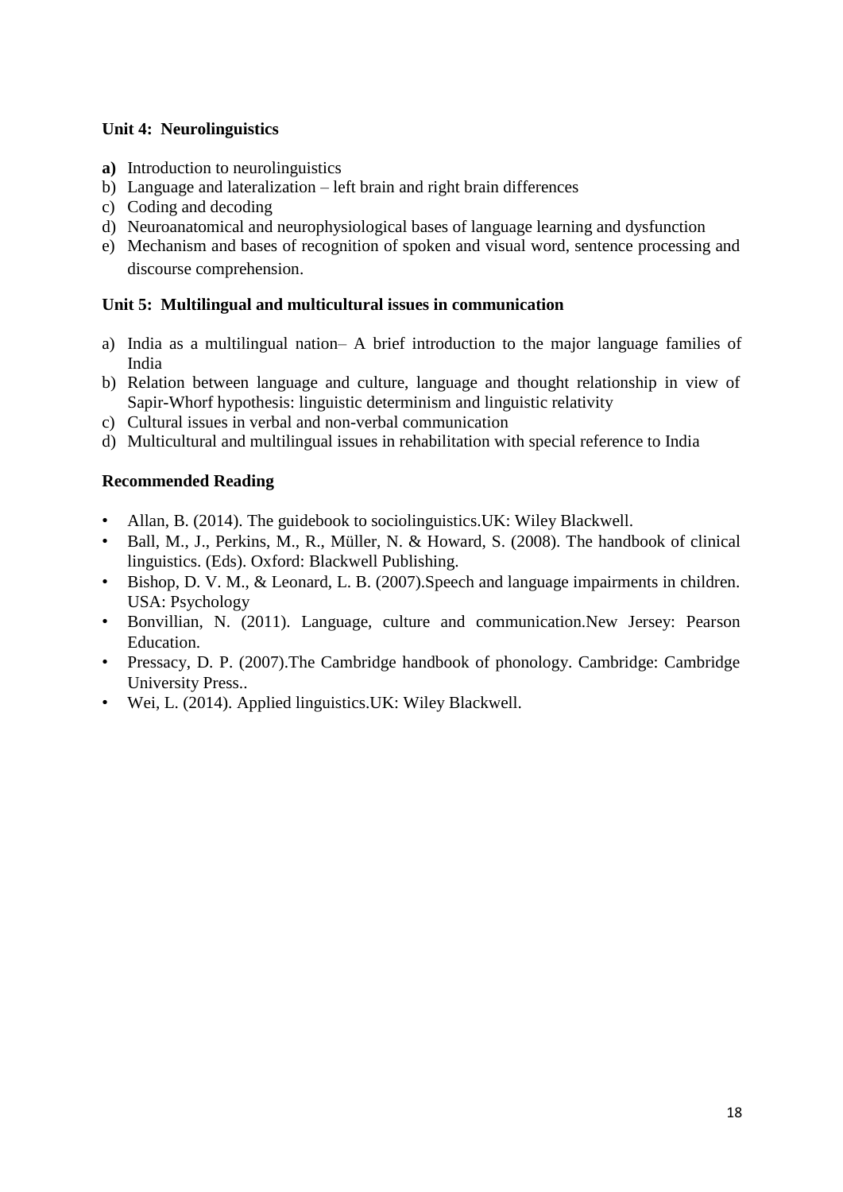**Unit 4: Neurolinguistics**

**a)** Introduction to neurolinguistics
b) Language and lateralization – left brain and right brain differences
c) Coding and decoding
d) Neuroanatomical and neurophysiological bases of language learning and dysfunction
e) Mechanism and bases of recognition of spoken and visual word, sentence processing and discourse comprehension.

**Unit 5: Multilingual and multicultural issues in communication**

a) India as a multilingual nation– A brief introduction to the major language families of India
b) Relation between language and culture, language and thought relationship in view of Sapir-Whorf hypothesis: linguistic determinism and linguistic relativity
c) Cultural issues in verbal and non-verbal communication
d) Multicultural and multilingual issues in rehabilitation with special reference to India

**Recommended Reading**

- Allan, B. (2014). The guidebook to sociolinguistics.UK: Wiley Blackwell.
- Ball, M., J., Perkins, M., R., Müller, N. & Howard, S. (2008). The handbook of clinical linguistics. (Eds). Oxford: Blackwell Publishing.
- Bishop, D. V. M., & Leonard, L. B. (2007).Speech and language impairments in children. USA: Psychology
- Bonvillian, N. (2011). Language, culture and communication.New Jersey: Pearson Education.
- Pressacy, D. P. (2007).The Cambridge handbook of phonology. Cambridge: Cambridge University Press..
- Wei, L. (2014). Applied linguistics.UK: Wiley Blackwell.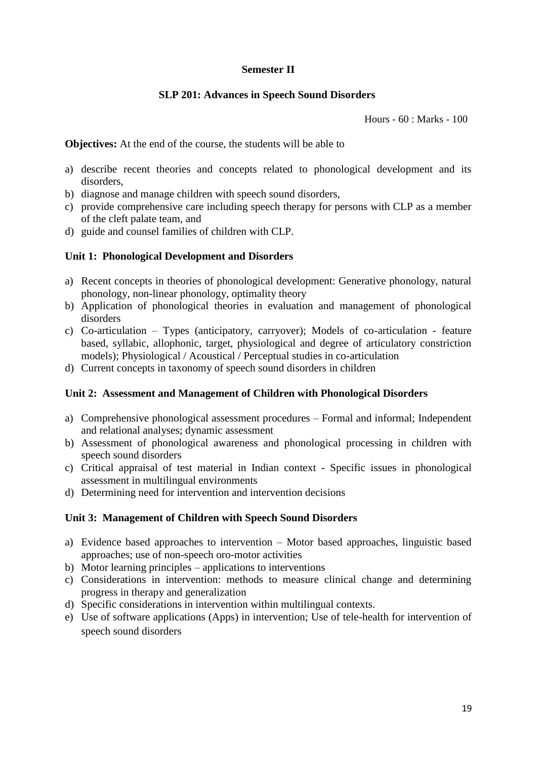**Semester II**

**SLP 201: Advances in Speech Sound Disorders**

Hours - 60 : Marks - 100

**Objectives:** At the end of the course, the students will be able to

a) describe recent theories and concepts related to phonological development and its disorders,
b) diagnose and manage children with speech sound disorders,
c) provide comprehensive care including speech therapy for persons with CLP as a member of the cleft palate team, and
d) guide and counsel families of children with CLP.

**Unit 1: Phonological Development and Disorders**

a) Recent concepts in theories of phonological development: Generative phonology, natural phonology, non-linear phonology, optimality theory
b) Application of phonological theories in evaluation and management of phonological disorders
c) Co-articulation – Types (anticipatory, carryover); Models of co-articulation - feature based, syllabic, allophonic, target, physiological and degree of articulatory constriction models); Physiological / Acoustical / Perceptual studies in co-articulation
d) Current concepts in taxonomy of speech sound disorders in children

**Unit 2: Assessment and Management of Children with Phonological Disorders**

a) Comprehensive phonological assessment procedures – Formal and informal; Independent and relational analyses; dynamic assessment
b) Assessment of phonological awareness and phonological processing in children with speech sound disorders
c) Critical appraisal of test material in Indian context - Specific issues in phonological assessment in multilingual environments
d) Determining need for intervention and intervention decisions

**Unit 3: Management of Children with Speech Sound Disorders**

a) Evidence based approaches to intervention – Motor based approaches, linguistic based approaches; use of non-speech oro-motor activities
b) Motor learning principles – applications to interventions
c) Considerations in intervention: methods to measure clinical change and determining progress in therapy and generalization
d) Specific considerations in intervention within multilingual contexts.
e) Use of software applications (Apps) in intervention; Use of tele-health for intervention of speech sound disorders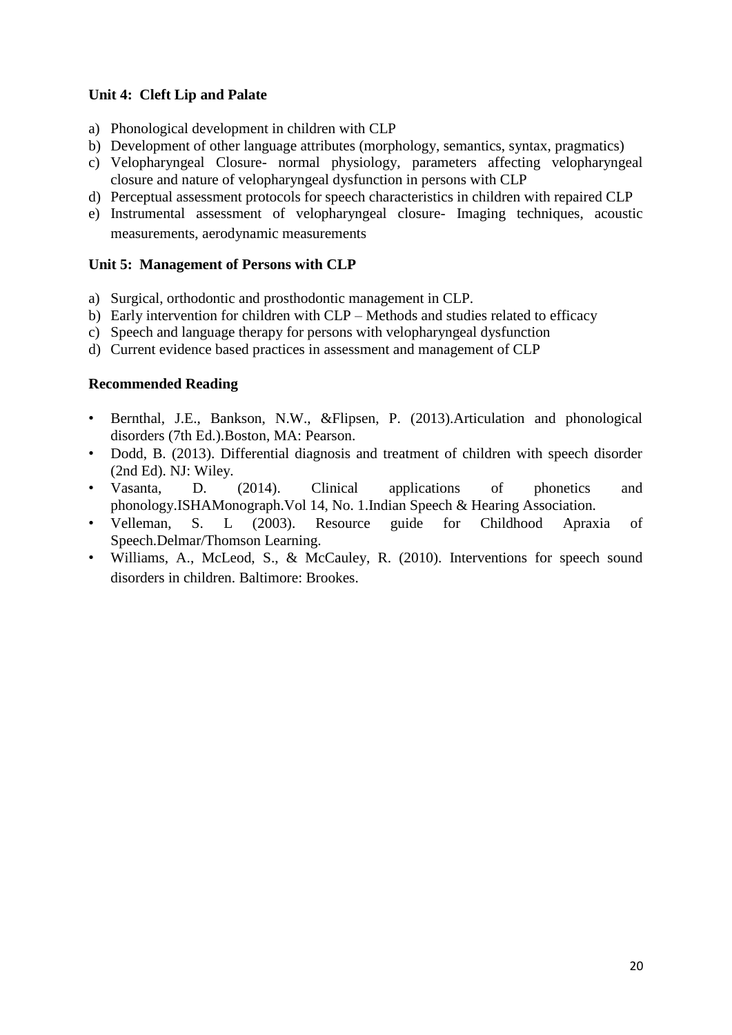**Unit 4: Cleft Lip and Palate**

a) Phonological development in children with CLP
b) Development of other language attributes (morphology, semantics, syntax, pragmatics)
c) Velopharyngeal Closure- normal physiology, parameters affecting velopharyngeal closure and nature of velopharyngeal dysfunction in persons with CLP
d) Perceptual assessment protocols for speech characteristics in children with repaired CLP
e) Instrumental assessment of velopharyngeal closure- Imaging techniques, acoustic measurements, aerodynamic measurements

**Unit 5: Management of Persons with CLP**

a) Surgical, orthodontic and prosthodontic management in CLP.
b) Early intervention for children with CLP – Methods and studies related to efficacy
c) Speech and language therapy for persons with velopharyngeal dysfunction
d) Current evidence based practices in assessment and management of CLP

**Recommended Reading**

- Bernthal, J.E., Bankson, N.W., &Flipsen, P. (2013).Articulation and phonological disorders (7th Ed.).Boston, MA: Pearson.
- Dodd, B. (2013). Differential diagnosis and treatment of children with speech disorder (2nd Ed). NJ: Wiley.
- Vasanta, D. (2014). Clinical applications of phonetics and phonology.ISHAMonograph.Vol 14, No. 1.Indian Speech & Hearing Association.
- Velleman, S. L (2003). Resource guide for Childhood Apraxia of Speech.Delmar/Thomson Learning.
- Williams, A., McLeod, S., & McCauley, R. (2010). Interventions for speech sound disorders in children. Baltimore: Brookes.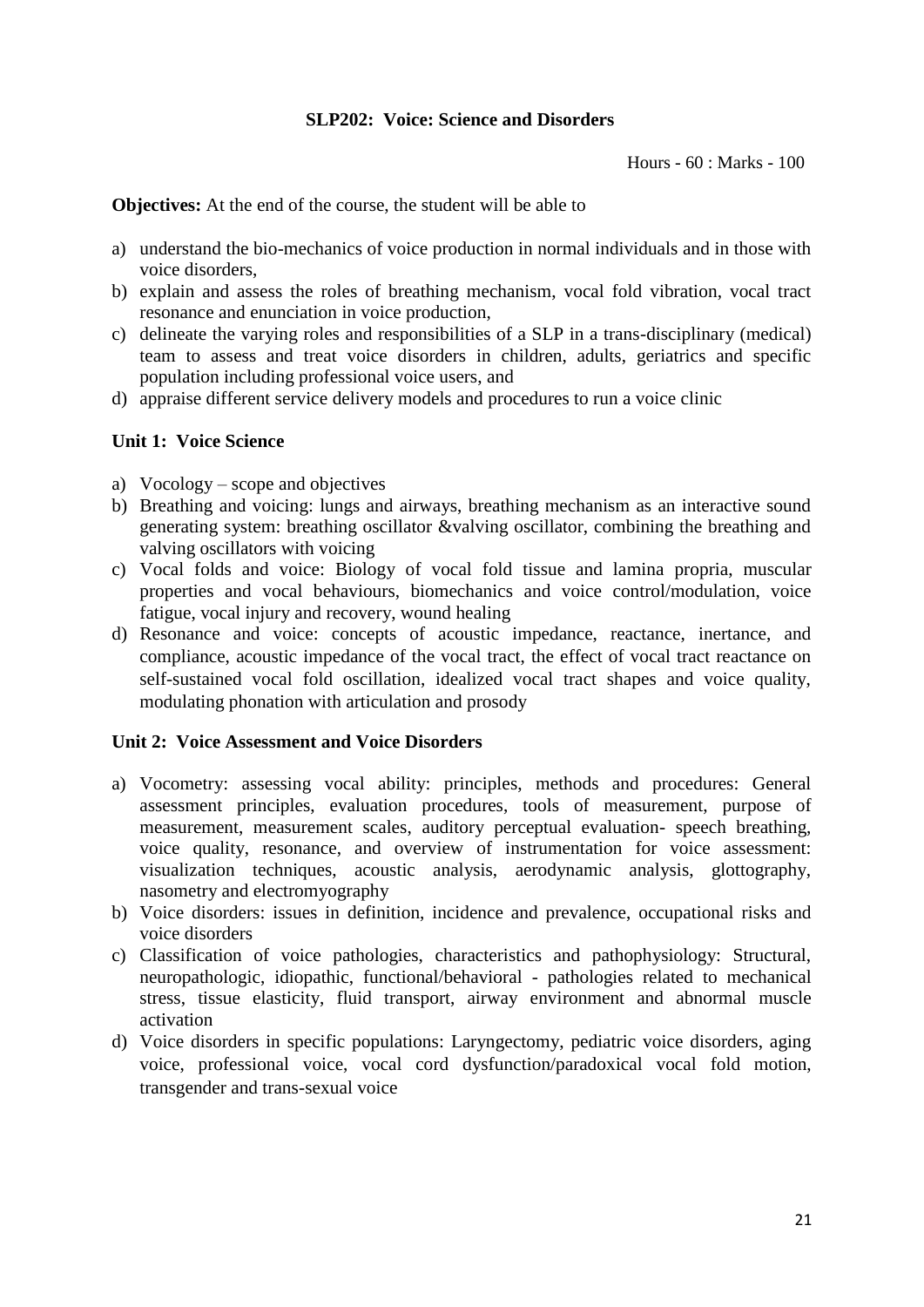## SLP202: Voice: Science and Disorders

Hours - 60 : Marks - 100

**Objectives:** At the end of the course, the student will be able to

a) understand the bio-mechanics of voice production in normal individuals and in those with voice disorders,
b) explain and assess the roles of breathing mechanism, vocal fold vibration, vocal tract resonance and enunciation in voice production,
c) delineate the varying roles and responsibilities of a SLP in a trans-disciplinary (medical) team to assess and treat voice disorders in children, adults, geriatrics and specific population including professional voice users, and
d) appraise different service delivery models and procedures to run a voice clinic

### Unit 1: Voice Science

a) Vocology – scope and objectives
b) Breathing and voicing: lungs and airways, breathing mechanism as an interactive sound generating system: breathing oscillator &valving oscillator, combining the breathing and valving oscillators with voicing
c) Vocal folds and voice: Biology of vocal fold tissue and lamina propria, muscular properties and vocal behaviours, biomechanics and voice control/modulation, voice fatigue, vocal injury and recovery, wound healing
d) Resonance and voice: concepts of acoustic impedance, reactance, inertance, and compliance, acoustic impedance of the vocal tract, the effect of vocal tract reactance on self-sustained vocal fold oscillation, idealized vocal tract shapes and voice quality, modulating phonation with articulation and prosody

### Unit 2: Voice Assessment and Voice Disorders

a) Vocometry: assessing vocal ability: principles, methods and procedures: General assessment principles, evaluation procedures, tools of measurement, purpose of measurement, measurement scales, auditory perceptual evaluation- speech breathing, voice quality, resonance, and overview of instrumentation for voice assessment: visualization techniques, acoustic analysis, aerodynamic analysis, glottography, nasometry and electromyography
b) Voice disorders: issues in definition, incidence and prevalence, occupational risks and voice disorders
c) Classification of voice pathologies, characteristics and pathophysiology: Structural, neuropathologic, idiopathic, functional/behavioral - pathologies related to mechanical stress, tissue elasticity, fluid transport, airway environment and abnormal muscle activation
d) Voice disorders in specific populations: Laryngectomy, pediatric voice disorders, aging voice, professional voice, vocal cord dysfunction/paradoxical vocal fold motion, transgender and trans-sexual voice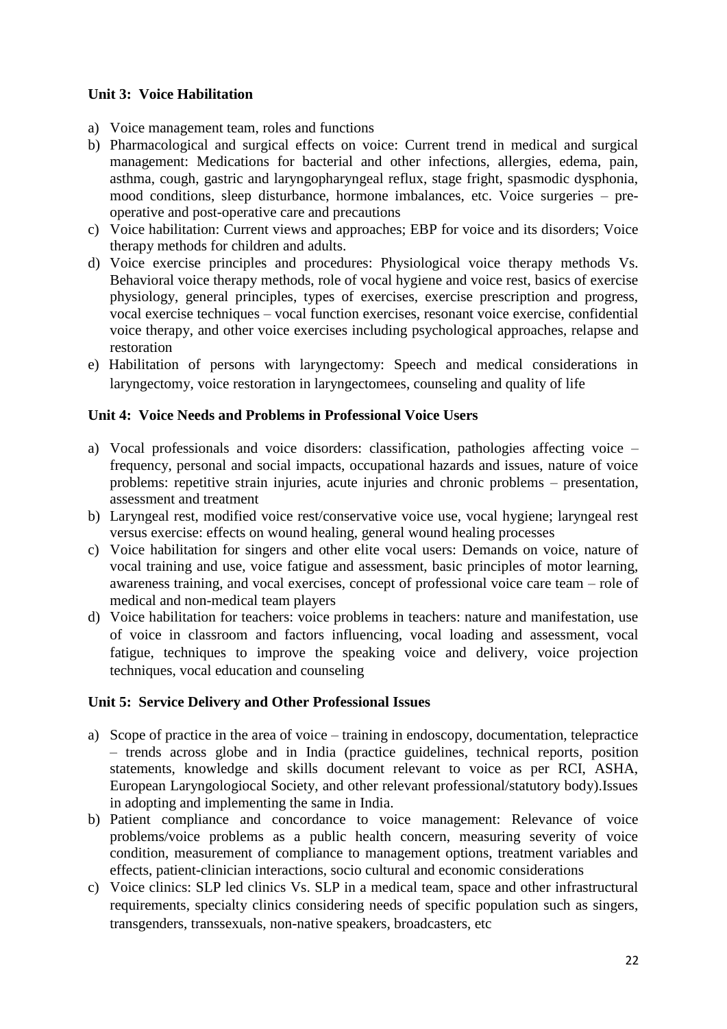**Unit 3: Voice Habilitation**

a) Voice management team, roles and functions
b) Pharmacological and surgical effects on voice: Current trend in medical and surgical management: Medications for bacterial and other infections, allergies, edema, pain, asthma, cough, gastric and laryngopharyngeal reflux, stage fright, spasmodic dysphonia, mood conditions, sleep disturbance, hormone imbalances, etc. Voice surgeries – pre-operative and post-operative care and precautions
c) Voice habilitation: Current views and approaches; EBP for voice and its disorders; Voice therapy methods for children and adults.
d) Voice exercise principles and procedures: Physiological voice therapy methods Vs. Behavioral voice therapy methods, role of vocal hygiene and voice rest, basics of exercise physiology, general principles, types of exercises, exercise prescription and progress, vocal exercise techniques – vocal function exercises, resonant voice exercise, confidential voice therapy, and other voice exercises including psychological approaches, relapse and restoration
e) Habilitation of persons with laryngectomy: Speech and medical considerations in laryngectomy, voice restoration in laryngectomees, counseling and quality of life

**Unit 4: Voice Needs and Problems in Professional Voice Users**

a) Vocal professionals and voice disorders: classification, pathologies affecting voice – frequency, personal and social impacts, occupational hazards and issues, nature of voice problems: repetitive strain injuries, acute injuries and chronic problems – presentation, assessment and treatment
b) Laryngeal rest, modified voice rest/conservative voice use, vocal hygiene; laryngeal rest versus exercise: effects on wound healing, general wound healing processes
c) Voice habilitation for singers and other elite vocal users: Demands on voice, nature of vocal training and use, voice fatigue and assessment, basic principles of motor learning, awareness training, and vocal exercises, concept of professional voice care team – role of medical and non-medical team players
d) Voice habilitation for teachers: voice problems in teachers: nature and manifestation, use of voice in classroom and factors influencing, vocal loading and assessment, vocal fatigue, techniques to improve the speaking voice and delivery, voice projection techniques, vocal education and counseling

**Unit 5: Service Delivery and Other Professional Issues**

a) Scope of practice in the area of voice – training in endoscopy, documentation, telepractice – trends across globe and in India (practice guidelines, technical reports, position statements, knowledge and skills document relevant to voice as per RCI, ASHA, European Laryngologiocal Society, and other relevant professional/statutory body).Issues in adopting and implementing the same in India.
b) Patient compliance and concordance to voice management: Relevance of voice problems/voice problems as a public health concern, measuring severity of voice condition, measurement of compliance to management options, treatment variables and effects, patient-clinician interactions, socio cultural and economic considerations
c) Voice clinics: SLP led clinics Vs. SLP in a medical team, space and other infrastructural requirements, specialty clinics considering needs of specific population such as singers, transgenders, transsexuals, non-native speakers, broadcasters, etc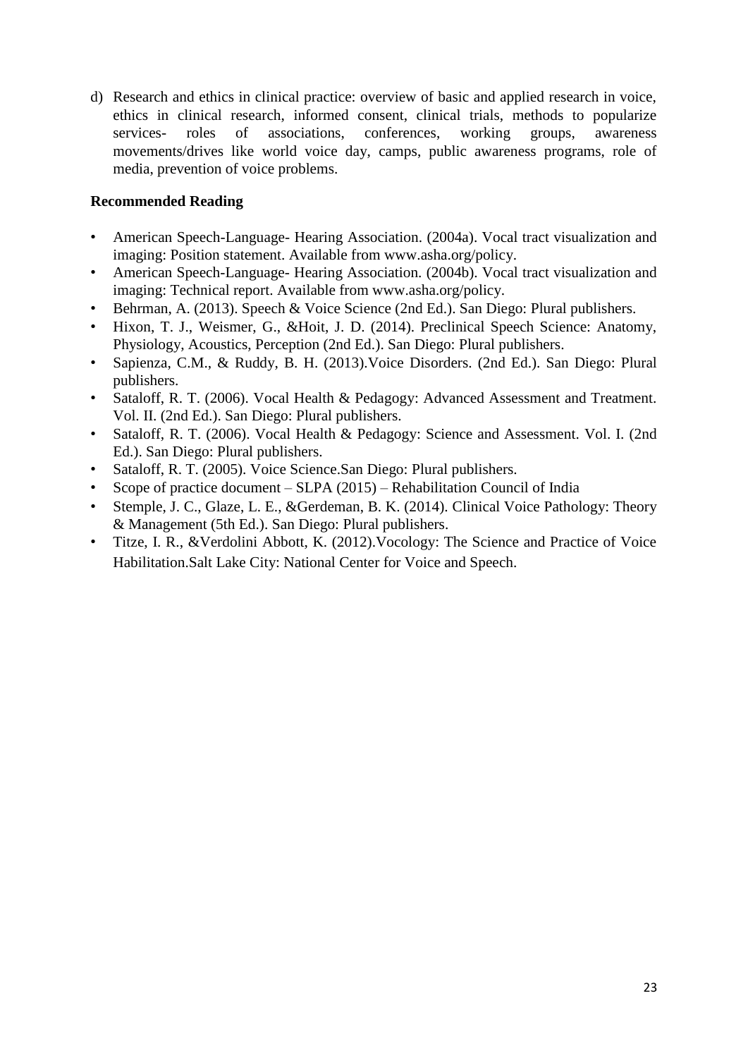d) Research and ethics in clinical practice: overview of basic and applied research in voice, ethics in clinical research, informed consent, clinical trials, methods to popularize services- roles of associations, conferences, working groups, awareness movements/drives like world voice day, camps, public awareness programs, role of media, prevention of voice problems.

**Recommended Reading**

- American Speech-Language- Hearing Association. (2004a). Vocal tract visualization and imaging: Position statement. Available from www.asha.org/policy.
- American Speech-Language- Hearing Association. (2004b). Vocal tract visualization and imaging: Technical report. Available from www.asha.org/policy.
- Behrman, A. (2013). Speech & Voice Science (2nd Ed.). San Diego: Plural publishers.
- Hixon, T. J., Weismer, G., &Hoit, J. D. (2014). Preclinical Speech Science: Anatomy, Physiology, Acoustics, Perception (2nd Ed.). San Diego: Plural publishers.
- Sapienza, C.M., & Ruddy, B. H. (2013).Voice Disorders. (2nd Ed.). San Diego: Plural publishers.
- Sataloff, R. T. (2006). Vocal Health & Pedagogy: Advanced Assessment and Treatment. Vol. II. (2nd Ed.). San Diego: Plural publishers.
- Sataloff, R. T. (2006). Vocal Health & Pedagogy: Science and Assessment. Vol. I. (2nd Ed.). San Diego: Plural publishers.
- Sataloff, R. T. (2005). Voice Science.San Diego: Plural publishers.
- Scope of practice document – SLPA (2015) – Rehabilitation Council of India
- Stemple, J. C., Glaze, L. E., &Gerdeman, B. K. (2014). Clinical Voice Pathology: Theory & Management (5th Ed.). San Diego: Plural publishers.
- Titze, I. R., &Verdolini Abbott, K. (2012).Vocology: The Science and Practice of Voice Habilitation.Salt Lake City: National Center for Voice and Speech.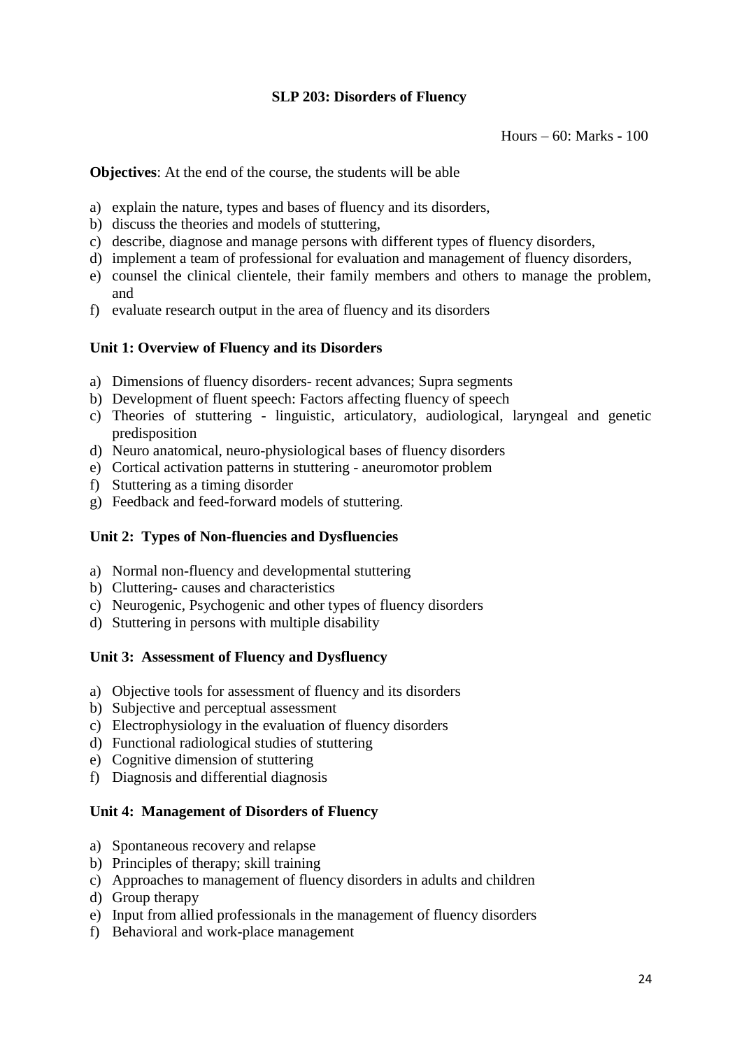**SLP 203: Disorders of Fluency**

Hours – 60: Marks - 100

**Objectives**: At the end of the course, the students will be able

a) explain the nature, types and bases of fluency and its disorders,
b) discuss the theories and models of stuttering,
c) describe, diagnose and manage persons with different types of fluency disorders,
d) implement a team of professional for evaluation and management of fluency disorders,
e) counsel the clinical clientele, their family members and others to manage the problem, and
f) evaluate research output in the area of fluency and its disorders

**Unit 1: Overview of Fluency and its Disorders**

a) Dimensions of fluency disorders- recent advances; Supra segments
b) Development of fluent speech: Factors affecting fluency of speech
c) Theories of stuttering - linguistic, articulatory, audiological, laryngeal and genetic predisposition
d) Neuro anatomical, neuro-physiological bases of fluency disorders
e) Cortical activation patterns in stuttering - aneuromotor problem
f) Stuttering as a timing disorder
g) Feedback and feed-forward models of stuttering.

**Unit 2: Types of Non-fluencies and Dysfluencies**

a) Normal non-fluency and developmental stuttering
b) Cluttering- causes and characteristics
c) Neurogenic, Psychogenic and other types of fluency disorders
d) Stuttering in persons with multiple disability

**Unit 3: Assessment of Fluency and Dysfluency**

a) Objective tools for assessment of fluency and its disorders
b) Subjective and perceptual assessment
c) Electrophysiology in the evaluation of fluency disorders
d) Functional radiological studies of stuttering
e) Cognitive dimension of stuttering
f) Diagnosis and differential diagnosis

**Unit 4: Management of Disorders of Fluency**

a) Spontaneous recovery and relapse
b) Principles of therapy; skill training
c) Approaches to management of fluency disorders in adults and children
d) Group therapy
e) Input from allied professionals in the management of fluency disorders
f) Behavioral and work-place management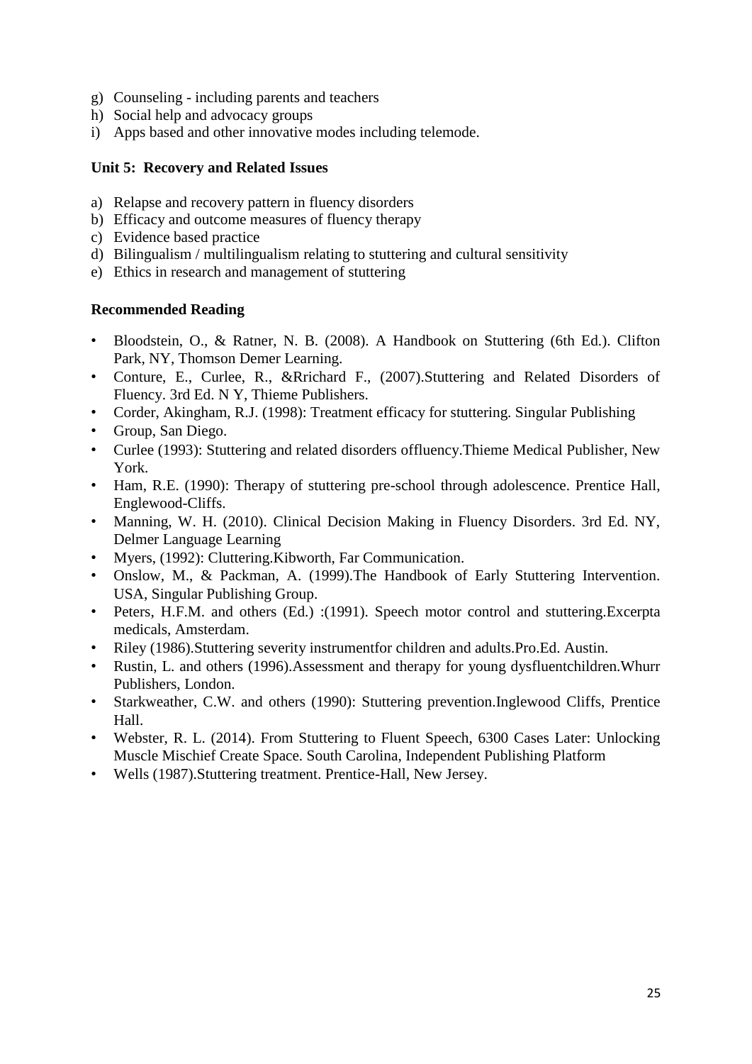g) Counseling - including parents and teachers
h) Social help and advocacy groups
i) Apps based and other innovative modes including telemode.

**Unit 5: Recovery and Related Issues**

a) Relapse and recovery pattern in fluency disorders
b) Efficacy and outcome measures of fluency therapy
c) Evidence based practice
d) Bilingualism / multilingualism relating to stuttering and cultural sensitivity
e) Ethics in research and management of stuttering

**Recommended Reading**

- Bloodstein, O., & Ratner, N. B. (2008). A Handbook on Stuttering (6th Ed.). Clifton Park, NY, Thomson Demer Learning.
- Conture, E., Curlee, R., &Rrichard F., (2007).Stuttering and Related Disorders of Fluency. 3rd Ed. N Y, Thieme Publishers.
- Corder, Akingham, R.J. (1998): Treatment efficacy for stuttering. Singular Publishing
- Group, San Diego.
- Curlee (1993): Stuttering and related disorders offluency.Thieme Medical Publisher, New York.
- Ham, R.E. (1990): Therapy of stuttering pre-school through adolescence. Prentice Hall, Englewood-Cliffs.
- Manning, W. H. (2010). Clinical Decision Making in Fluency Disorders. 3rd Ed. NY, Delmer Language Learning
- Myers, (1992): Cluttering.Kibworth, Far Communication.
- Onslow, M., & Packman, A. (1999).The Handbook of Early Stuttering Intervention. USA, Singular Publishing Group.
- Peters, H.F.M. and others (Ed.) :(1991). Speech motor control and stuttering.Excerpta medicals, Amsterdam.
- Riley (1986).Stuttering severity instrumentfor children and adults.Pro.Ed. Austin.
- Rustin, L. and others (1996).Assessment and therapy for young dysfluentchildren.Whurr Publishers, London.
- Starkweather, C.W. and others (1990): Stuttering prevention.Inglewood Cliffs, Prentice Hall.
- Webster, R. L. (2014). From Stuttering to Fluent Speech, 6300 Cases Later: Unlocking Muscle Mischief Create Space. South Carolina, Independent Publishing Platform
- Wells (1987).Stuttering treatment. Prentice-Hall, New Jersey.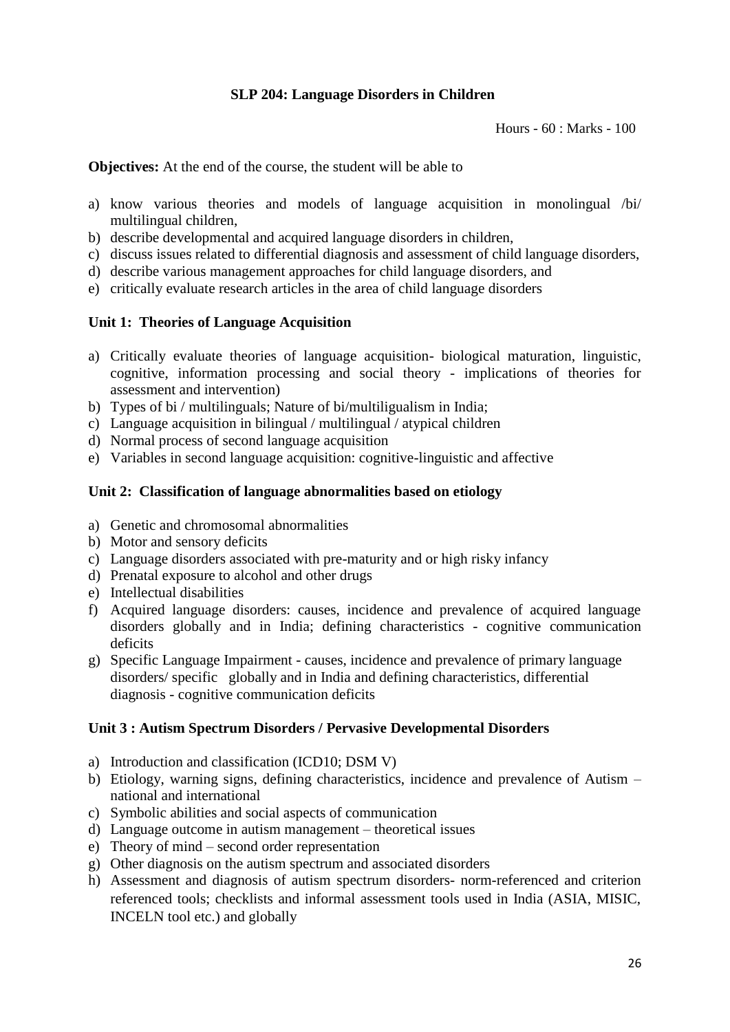**SLP 204: Language Disorders in Children**

Hours - 60 : Marks - 100

**Objectives:** At the end of the course, the student will be able to

a) know various theories and models of language acquisition in monolingual /bi/ multilingual children,
b) describe developmental and acquired language disorders in children,
c) discuss issues related to differential diagnosis and assessment of child language disorders,
d) describe various management approaches for child language disorders, and
e) critically evaluate research articles in the area of child language disorders

**Unit 1: Theories of Language Acquisition**

a) Critically evaluate theories of language acquisition- biological maturation, linguistic, cognitive, information processing and social theory - implications of theories for assessment and intervention)
b) Types of bi / multilinguals; Nature of bi/multiligualism in India;
c) Language acquisition in bilingual / multilingual / atypical children
d) Normal process of second language acquisition
e) Variables in second language acquisition: cognitive-linguistic and affective

**Unit 2: Classification of language abnormalities based on etiology**

a) Genetic and chromosomal abnormalities
b) Motor and sensory deficits
c) Language disorders associated with pre-maturity and or high risky infancy
d) Prenatal exposure to alcohol and other drugs
e) Intellectual disabilities
f) Acquired language disorders: causes, incidence and prevalence of acquired language disorders globally and in India; defining characteristics - cognitive communication deficits
g) Specific Language Impairment - causes, incidence and prevalence of primary language disorders/ specific globally and in India and defining characteristics, differential diagnosis - cognitive communication deficits

**Unit 3 : Autism Spectrum Disorders / Pervasive Developmental Disorders**

a) Introduction and classification (ICD10; DSM V)
b) Etiology, warning signs, defining characteristics, incidence and prevalence of Autism – national and international
c) Symbolic abilities and social aspects of communication
d) Language outcome in autism management – theoretical issues
e) Theory of mind – second order representation
g) Other diagnosis on the autism spectrum and associated disorders
h) Assessment and diagnosis of autism spectrum disorders- norm-referenced and criterion referenced tools; checklists and informal assessment tools used in India (ASIA, MISIC, INCELN tool etc.) and globally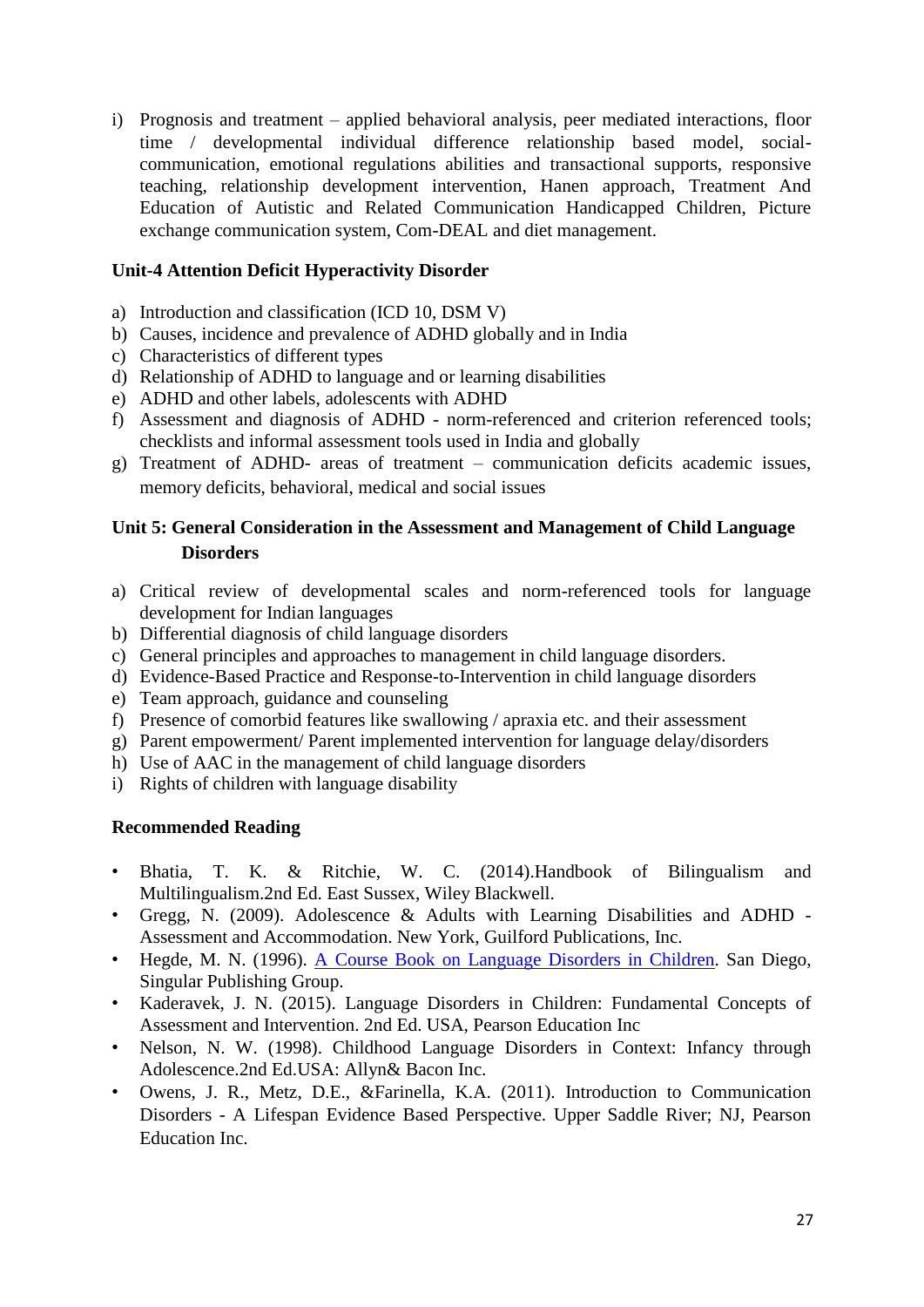i) Prognosis and treatment – applied behavioral analysis, peer mediated interactions, floor time / developmental individual difference relationship based model, social-communication, emotional regulations abilities and transactional supports, responsive teaching, relationship development intervention, Hanen approach, Treatment And Education of Autistic and Related Communication Handicapped Children, Picture exchange communication system, Com-DEAL and diet management.

**Unit-4 Attention Deficit Hyperactivity Disorder**

a) Introduction and classification (ICD 10, DSM V)
b) Causes, incidence and prevalence of ADHD globally and in India
c) Characteristics of different types
d) Relationship of ADHD to language and or learning disabilities
e) ADHD and other labels, adolescents with ADHD
f) Assessment and diagnosis of ADHD - norm-referenced and criterion referenced tools; checklists and informal assessment tools used in India and globally
g) Treatment of ADHD- areas of treatment – communication deficits academic issues, memory deficits, behavioral, medical and social issues

**Unit 5: General Consideration in the Assessment and Management of Child Language Disorders**

a) Critical review of developmental scales and norm-referenced tools for language development for Indian languages
b) Differential diagnosis of child language disorders
c) General principles and approaches to management in child language disorders.
d) Evidence-Based Practice and Response-to-Intervention in child language disorders
e) Team approach, guidance and counseling
f) Presence of comorbid features like swallowing / apraxia etc. and their assessment
g) Parent empowerment/ Parent implemented intervention for language delay/disorders
h) Use of AAC in the management of child language disorders
i) Rights of children with language disability

**Recommended Reading**

- Bhatia, T. K. & Ritchie, W. C. (2014).Handbook of Bilingualism and Multilingualism.2nd Ed. East Sussex, Wiley Blackwell.
- Gregg, N. (2009). Adolescence & Adults with Learning Disabilities and ADHD - Assessment and Accommodation. New York, Guilford Publications, Inc.
- Hegde, M. N. (1996). A Course Book on Language Disorders in Children. San Diego, Singular Publishing Group.
- Kaderavek, J. N. (2015). Language Disorders in Children: Fundamental Concepts of Assessment and Intervention. 2nd Ed. USA, Pearson Education Inc
- Nelson, N. W. (1998). Childhood Language Disorders in Context: Infancy through Adolescence.2nd Ed.USA: Allyn& Bacon Inc.
- Owens, J. R., Metz, D.E., &Farinella, K.A. (2011). Introduction to Communication Disorders - A Lifespan Evidence Based Perspective. Upper Saddle River; NJ, Pearson Education Inc.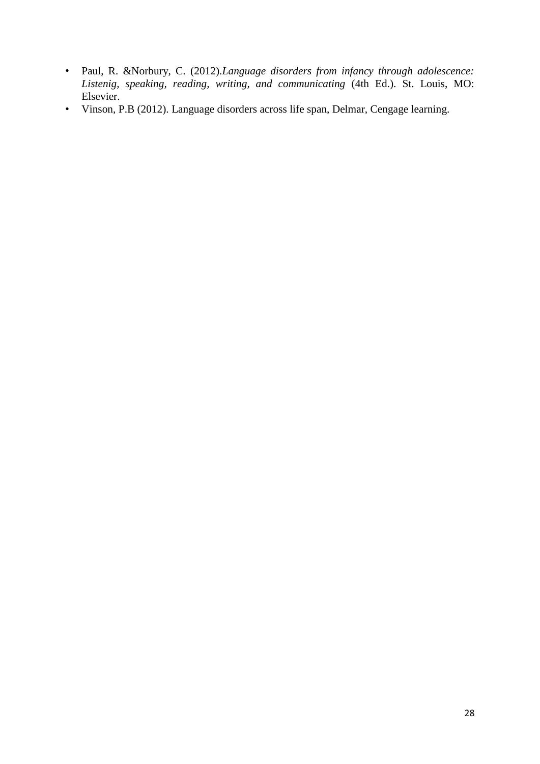- Paul, R. &Norbury, C. (2012).*Language disorders from infancy through adolescence: Listenig, speaking, reading, writing, and communicating* (4th Ed.). St. Louis, MO: Elsevier.
- Vinson, P.B (2012). Language disorders across life span, Delmar, Cengage learning.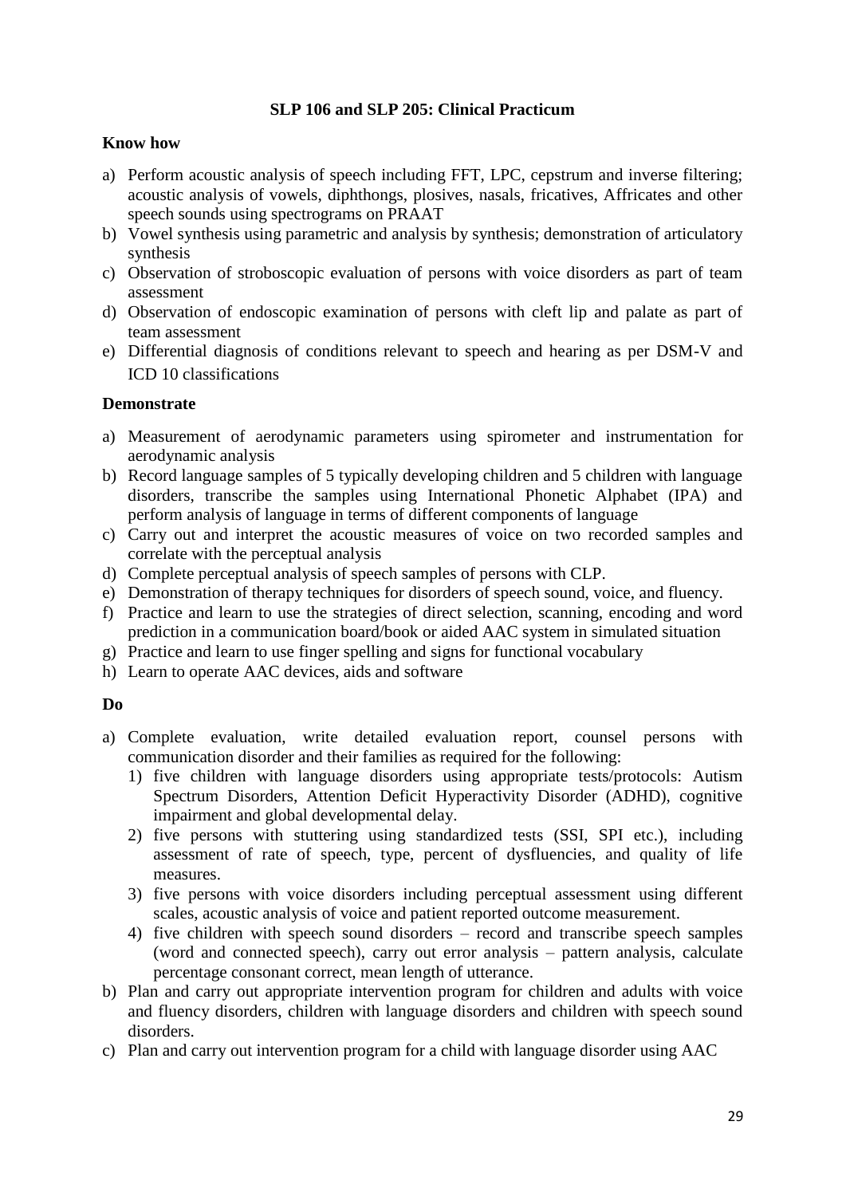## SLP 106 and SLP 205: Clinical Practicum

**Know how**

a) Perform acoustic analysis of speech including FFT, LPC, cepstrum and inverse filtering; acoustic analysis of vowels, diphthongs, plosives, nasals, fricatives, Affricates and other speech sounds using spectrograms on PRAAT
b) Vowel synthesis using parametric and analysis by synthesis; demonstration of articulatory synthesis
c) Observation of stroboscopic evaluation of persons with voice disorders as part of team assessment
d) Observation of endoscopic examination of persons with cleft lip and palate as part of team assessment
e) Differential diagnosis of conditions relevant to speech and hearing as per DSM-V and ICD 10 classifications

**Demonstrate**

a) Measurement of aerodynamic parameters using spirometer and instrumentation for aerodynamic analysis
b) Record language samples of 5 typically developing children and 5 children with language disorders, transcribe the samples using International Phonetic Alphabet (IPA) and perform analysis of language in terms of different components of language
c) Carry out and interpret the acoustic measures of voice on two recorded samples and correlate with the perceptual analysis
d) Complete perceptual analysis of speech samples of persons with CLP.
e) Demonstration of therapy techniques for disorders of speech sound, voice, and fluency.
f) Practice and learn to use the strategies of direct selection, scanning, encoding and word prediction in a communication board/book or aided AAC system in simulated situation
g) Practice and learn to use finger spelling and signs for functional vocabulary
h) Learn to operate AAC devices, aids and software

**Do**

a) Complete evaluation, write detailed evaluation report, counsel persons with communication disorder and their families as required for the following:
   1) five children with language disorders using appropriate tests/protocols: Autism Spectrum Disorders, Attention Deficit Hyperactivity Disorder (ADHD), cognitive impairment and global developmental delay.
   2) five persons with stuttering using standardized tests (SSI, SPI etc.), including assessment of rate of speech, type, percent of dysfluencies, and quality of life measures.
   3) five persons with voice disorders including perceptual assessment using different scales, acoustic analysis of voice and patient reported outcome measurement.
   4) five children with speech sound disorders – record and transcribe speech samples (word and connected speech), carry out error analysis – pattern analysis, calculate percentage consonant correct, mean length of utterance.
b) Plan and carry out appropriate intervention program for children and adults with voice and fluency disorders, children with language disorders and children with speech sound disorders.
c) Plan and carry out intervention program for a child with language disorder using AAC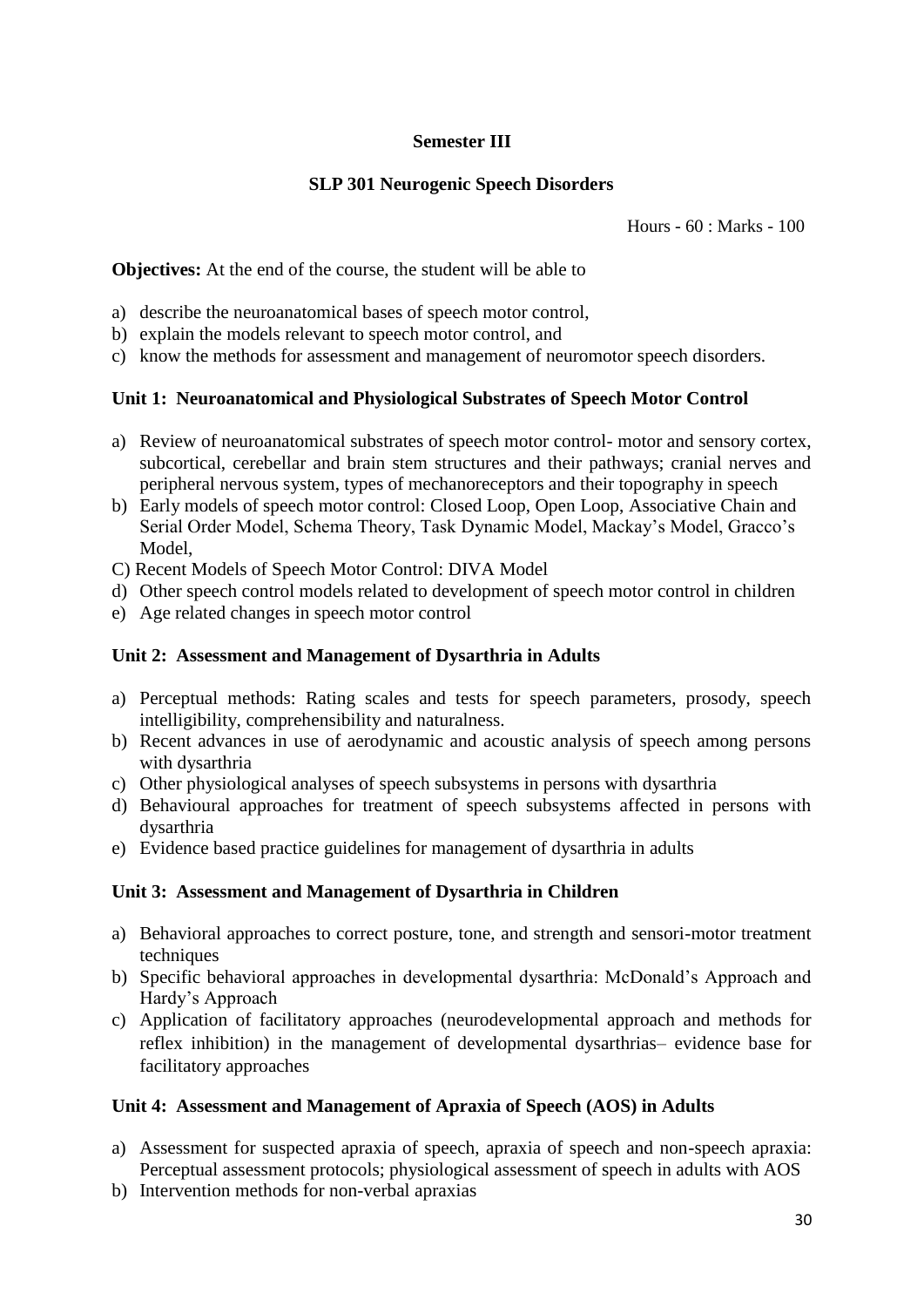**Semester III**

**SLP 301 Neurogenic Speech Disorders**

Hours - 60 : Marks - 100

**Objectives:** At the end of the course, the student will be able to

a) describe the neuroanatomical bases of speech motor control,
b) explain the models relevant to speech motor control, and
c) know the methods for assessment and management of neuromotor speech disorders.

**Unit 1: Neuroanatomical and Physiological Substrates of Speech Motor Control**

a) Review of neuroanatomical substrates of speech motor control- motor and sensory cortex, subcortical, cerebellar and brain stem structures and their pathways; cranial nerves and peripheral nervous system, types of mechanoreceptors and their topography in speech
b) Early models of speech motor control: Closed Loop, Open Loop, Associative Chain and Serial Order Model, Schema Theory, Task Dynamic Model, Mackay's Model, Gracco's Model,
C) Recent Models of Speech Motor Control: DIVA Model
d) Other speech control models related to development of speech motor control in children
e) Age related changes in speech motor control

**Unit 2: Assessment and Management of Dysarthria in Adults**

a) Perceptual methods: Rating scales and tests for speech parameters, prosody, speech intelligibility, comprehensibility and naturalness.
b) Recent advances in use of aerodynamic and acoustic analysis of speech among persons with dysarthria
c) Other physiological analyses of speech subsystems in persons with dysarthria
d) Behavioural approaches for treatment of speech subsystems affected in persons with dysarthria
e) Evidence based practice guidelines for management of dysarthria in adults

**Unit 3: Assessment and Management of Dysarthria in Children**

a) Behavioral approaches to correct posture, tone, and strength and sensori-motor treatment techniques
b) Specific behavioral approaches in developmental dysarthria: McDonald's Approach and Hardy's Approach
c) Application of facilitatory approaches (neurodevelopmental approach and methods for reflex inhibition) in the management of developmental dysarthrias– evidence base for facilitatory approaches

**Unit 4: Assessment and Management of Apraxia of Speech (AOS) in Adults**

a) Assessment for suspected apraxia of speech, apraxia of speech and non-speech apraxia: Perceptual assessment protocols; physiological assessment of speech in adults with AOS
b) Intervention methods for non-verbal apraxias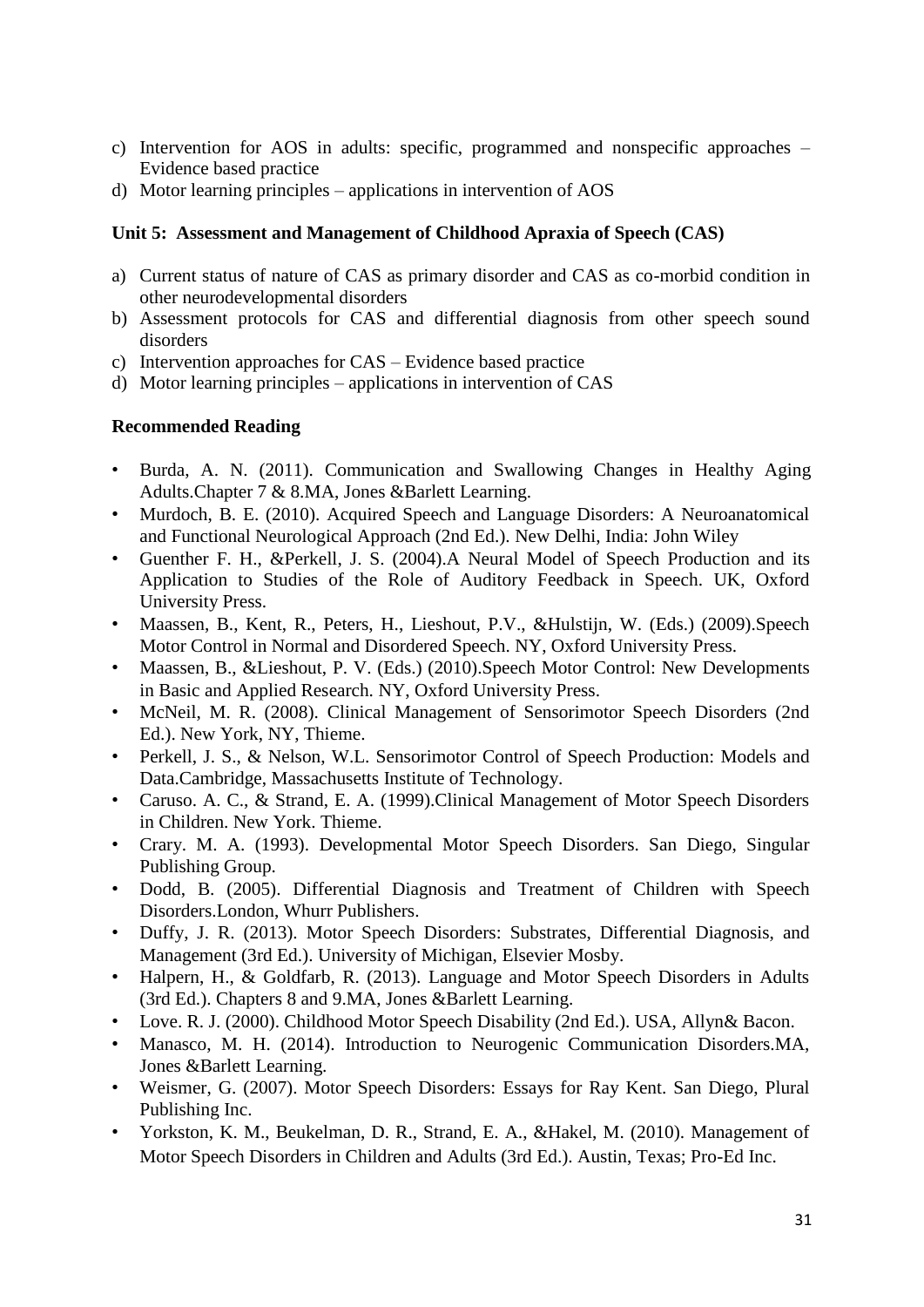c) Intervention for AOS in adults: specific, programmed and nonspecific approaches – Evidence based practice
d) Motor learning principles – applications in intervention of AOS

**Unit 5: Assessment and Management of Childhood Apraxia of Speech (CAS)**

a) Current status of nature of CAS as primary disorder and CAS as co-morbid condition in other neurodevelopmental disorders
b) Assessment protocols for CAS and differential diagnosis from other speech sound disorders
c) Intervention approaches for CAS – Evidence based practice
d) Motor learning principles – applications in intervention of CAS

**Recommended Reading**

- Burda, A. N. (2011). Communication and Swallowing Changes in Healthy Aging Adults.Chapter 7 & 8.MA, Jones &Barlett Learning.
- Murdoch, B. E. (2010). Acquired Speech and Language Disorders: A Neuroanatomical and Functional Neurological Approach (2nd Ed.). New Delhi, India: John Wiley
- Guenther F. H., &Perkell, J. S. (2004).A Neural Model of Speech Production and its Application to Studies of the Role of Auditory Feedback in Speech. UK, Oxford University Press.
- Maassen, B., Kent, R., Peters, H., Lieshout, P.V., &Hulstijn, W. (Eds.) (2009).Speech Motor Control in Normal and Disordered Speech. NY, Oxford University Press.
- Maassen, B., &Lieshout, P. V. (Eds.) (2010).Speech Motor Control: New Developments in Basic and Applied Research. NY, Oxford University Press.
- McNeil, M. R. (2008). Clinical Management of Sensorimotor Speech Disorders (2nd Ed.). New York, NY, Thieme.
- Perkell, J. S., & Nelson, W.L. Sensorimotor Control of Speech Production: Models and Data.Cambridge, Massachusetts Institute of Technology.
- Caruso. A. C., & Strand, E. A. (1999).Clinical Management of Motor Speech Disorders in Children. New York. Thieme.
- Crary. M. A. (1993). Developmental Motor Speech Disorders. San Diego, Singular Publishing Group.
- Dodd, B. (2005). Differential Diagnosis and Treatment of Children with Speech Disorders.London, Whurr Publishers.
- Duffy, J. R. (2013). Motor Speech Disorders: Substrates, Differential Diagnosis, and Management (3rd Ed.). University of Michigan, Elsevier Mosby.
- Halpern, H., & Goldfarb, R. (2013). Language and Motor Speech Disorders in Adults (3rd Ed.). Chapters 8 and 9.MA, Jones &Barlett Learning.
- Love. R. J. (2000). Childhood Motor Speech Disability (2nd Ed.). USA, Allyn& Bacon.
- Manasco, M. H. (2014). Introduction to Neurogenic Communication Disorders.MA, Jones &Barlett Learning.
- Weismer, G. (2007). Motor Speech Disorders: Essays for Ray Kent. San Diego, Plural Publishing Inc.
- Yorkston, K. M., Beukelman, D. R., Strand, E. A., &Hakel, M. (2010). Management of Motor Speech Disorders in Children and Adults (3rd Ed.). Austin, Texas; Pro-Ed Inc.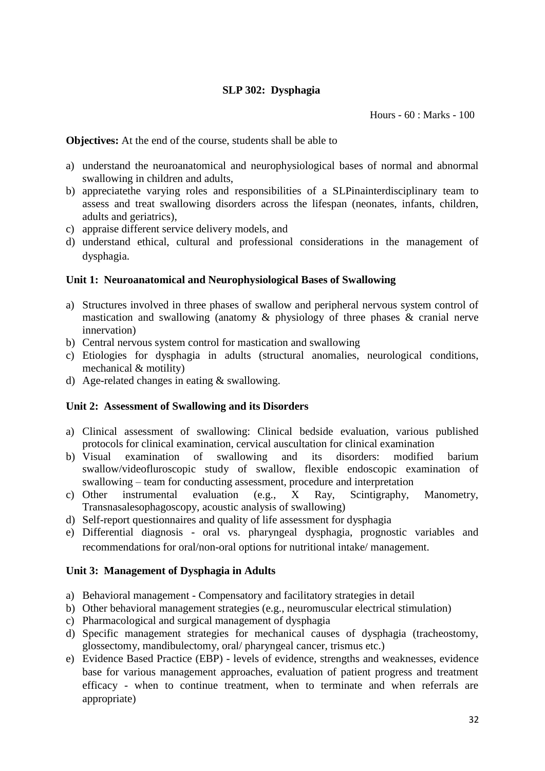## SLP 302: Dysphagia

Hours - 60 : Marks - 100

**Objectives:** At the end of the course, students shall be able to

a) understand the neuroanatomical and neurophysiological bases of normal and abnormal swallowing in children and adults,
b) appreciatethe varying roles and responsibilities of a SLPinainterdisciplinary team to assess and treat swallowing disorders across the lifespan (neonates, infants, children, adults and geriatrics),
c) appraise different service delivery models, and
d) understand ethical, cultural and professional considerations in the management of dysphagia.

### Unit 1: Neuroanatomical and Neurophysiological Bases of Swallowing

a) Structures involved in three phases of swallow and peripheral nervous system control of mastication and swallowing (anatomy & physiology of three phases & cranial nerve innervation)
b) Central nervous system control for mastication and swallowing
c) Etiologies for dysphagia in adults (structural anomalies, neurological conditions, mechanical & motility)
d) Age-related changes in eating & swallowing.

### Unit 2: Assessment of Swallowing and its Disorders

a) Clinical assessment of swallowing: Clinical bedside evaluation, various published protocols for clinical examination, cervical auscultation for clinical examination
b) Visual examination of swallowing and its disorders: modified barium swallow/videofluroscopic study of swallow, flexible endoscopic examination of swallowing – team for conducting assessment, procedure and interpretation
c) Other instrumental evaluation (e.g., X Ray, Scintigraphy, Manometry, Transnasalesophagoscopy, acoustic analysis of swallowing)
d) Self-report questionnaires and quality of life assessment for dysphagia
e) Differential diagnosis - oral vs. pharyngeal dysphagia, prognostic variables and recommendations for oral/non-oral options for nutritional intake/ management.

### Unit 3: Management of Dysphagia in Adults

a) Behavioral management - Compensatory and facilitatory strategies in detail
b) Other behavioral management strategies (e.g., neuromuscular electrical stimulation)
c) Pharmacological and surgical management of dysphagia
d) Specific management strategies for mechanical causes of dysphagia (tracheostomy, glossectomy, mandibulectomy, oral/ pharyngeal cancer, trismus etc.)
e) Evidence Based Practice (EBP) - levels of evidence, strengths and weaknesses, evidence base for various management approaches, evaluation of patient progress and treatment efficacy - when to continue treatment, when to terminate and when referrals are appropriate)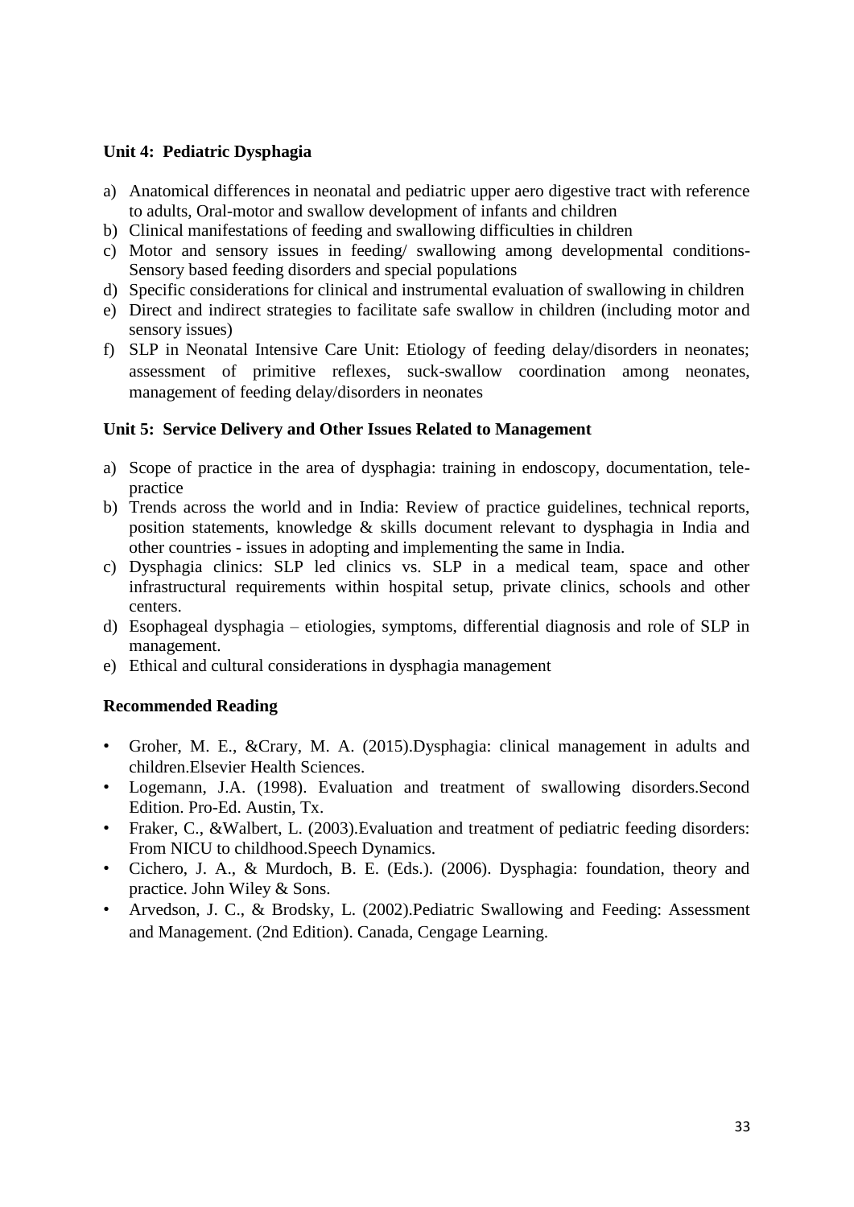**Unit 4: Pediatric Dysphagia**

a) Anatomical differences in neonatal and pediatric upper aero digestive tract with reference to adults, Oral-motor and swallow development of infants and children
b) Clinical manifestations of feeding and swallowing difficulties in children
c) Motor and sensory issues in feeding/ swallowing among developmental conditions- Sensory based feeding disorders and special populations
d) Specific considerations for clinical and instrumental evaluation of swallowing in children
e) Direct and indirect strategies to facilitate safe swallow in children (including motor and sensory issues)
f) SLP in Neonatal Intensive Care Unit: Etiology of feeding delay/disorders in neonates; assessment of primitive reflexes, suck-swallow coordination among neonates, management of feeding delay/disorders in neonates

**Unit 5: Service Delivery and Other Issues Related to Management**

a) Scope of practice in the area of dysphagia: training in endoscopy, documentation, tele-practice
b) Trends across the world and in India: Review of practice guidelines, technical reports, position statements, knowledge & skills document relevant to dysphagia in India and other countries - issues in adopting and implementing the same in India.
c) Dysphagia clinics: SLP led clinics vs. SLP in a medical team, space and other infrastructural requirements within hospital setup, private clinics, schools and other centers.
d) Esophageal dysphagia – etiologies, symptoms, differential diagnosis and role of SLP in management.
e) Ethical and cultural considerations in dysphagia management

**Recommended Reading**

- Groher, M. E., &Crary, M. A. (2015).Dysphagia: clinical management in adults and children.Elsevier Health Sciences.
- Logemann, J.A. (1998). Evaluation and treatment of swallowing disorders.Second Edition. Pro-Ed. Austin, Tx.
- Fraker, C., &Walbert, L. (2003).Evaluation and treatment of pediatric feeding disorders: From NICU to childhood.Speech Dynamics.
- Cichero, J. A., & Murdoch, B. E. (Eds.). (2006). Dysphagia: foundation, theory and practice. John Wiley & Sons.
- Arvedson, J. C., & Brodsky, L. (2002).Pediatric Swallowing and Feeding: Assessment and Management. (2nd Edition). Canada, Cengage Learning.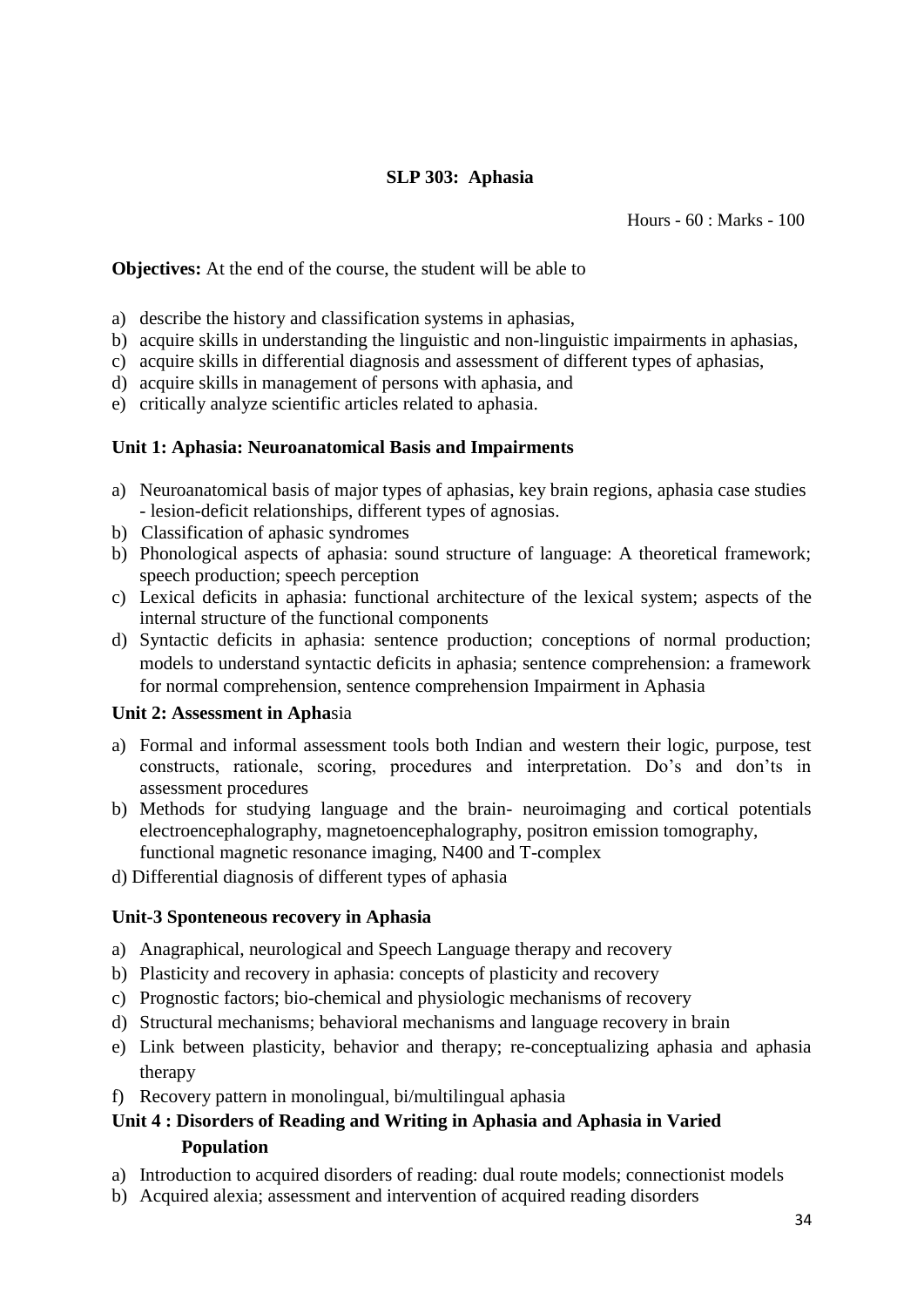## SLP 303: Aphasia

Hours - 60 : Marks - 100

**Objectives:** At the end of the course, the student will be able to

a) describe the history and classification systems in aphasias,
b) acquire skills in understanding the linguistic and non-linguistic impairments in aphasias,
c) acquire skills in differential diagnosis and assessment of different types of aphasias,
d) acquire skills in management of persons with aphasia, and
e) critically analyze scientific articles related to aphasia.

### Unit 1: Aphasia: Neuroanatomical Basis and Impairments

a) Neuroanatomical basis of major types of aphasias, key brain regions, aphasia case studies - lesion-deficit relationships, different types of agnosias.
b) Classification of aphasic syndromes
b) Phonological aspects of aphasia: sound structure of language: A theoretical framework; speech production; speech perception
c) Lexical deficits in aphasia: functional architecture of the lexical system; aspects of the internal structure of the functional components
d) Syntactic deficits in aphasia: sentence production; conceptions of normal production; models to understand syntactic deficits in aphasia; sentence comprehension: a framework for normal comprehension, sentence comprehension Impairment in Aphasia

### Unit 2: Assessment in Aphasia

a) Formal and informal assessment tools both Indian and western their logic, purpose, test constructs, rationale, scoring, procedures and interpretation. Do's and don'ts in assessment procedures
b) Methods for studying language and the brain- neuroimaging and cortical potentials electroencephalography, magnetoencephalography, positron emission tomography, functional magnetic resonance imaging, N400 and T-complex

d) Differential diagnosis of different types of aphasia

### Unit-3 Sponteneous recovery in Aphasia

a) Anagraphical, neurological and Speech Language therapy and recovery
b) Plasticity and recovery in aphasia: concepts of plasticity and recovery
c) Prognostic factors; bio-chemical and physiologic mechanisms of recovery
d) Structural mechanisms; behavioral mechanisms and language recovery in brain
e) Link between plasticity, behavior and therapy; re-conceptualizing aphasia and aphasia therapy
f) Recovery pattern in monolingual, bi/multilingual aphasia

### Unit 4 : Disorders of Reading and Writing in Aphasia and Aphasia in Varied Population

a) Introduction to acquired disorders of reading: dual route models; connectionist models
b) Acquired alexia; assessment and intervention of acquired reading disorders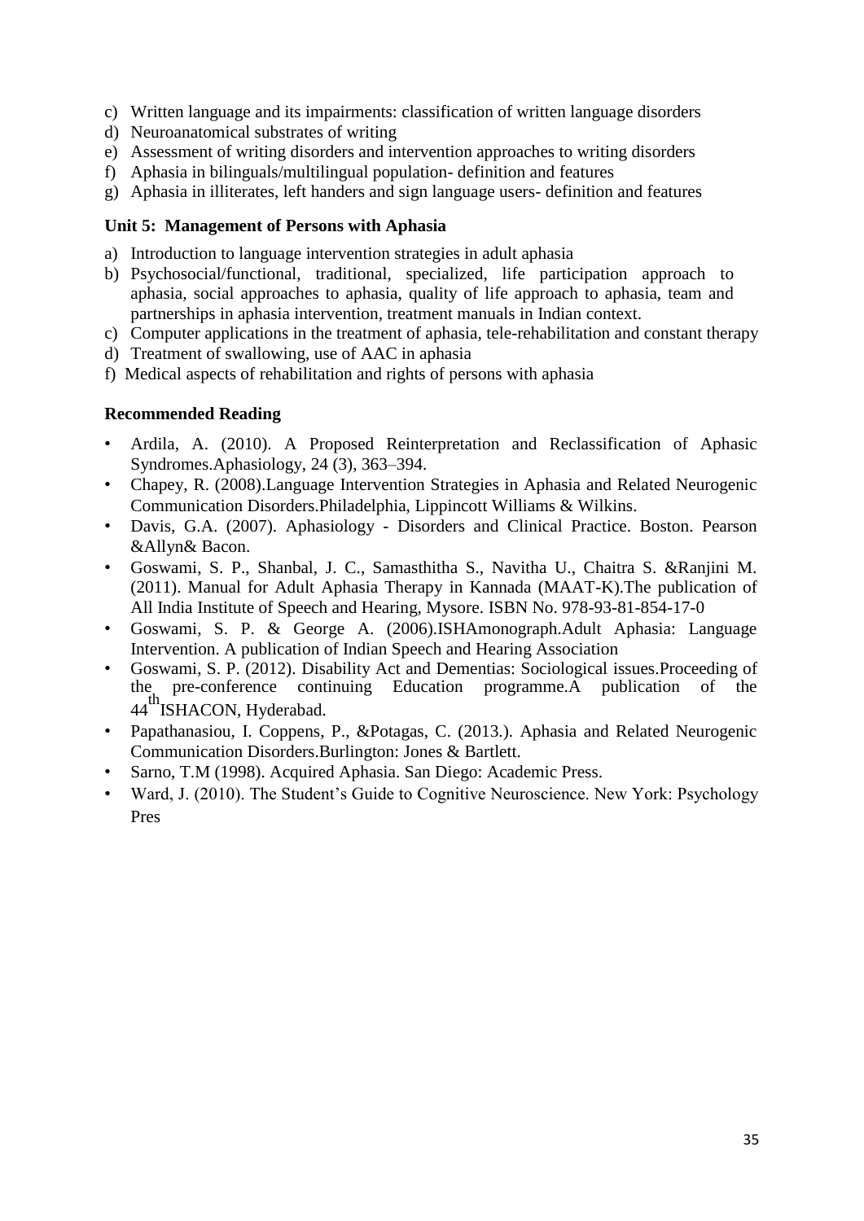c) Written language and its impairments: classification of written language disorders
d) Neuroanatomical substrates of writing
e) Assessment of writing disorders and intervention approaches to writing disorders
f) Aphasia in bilinguals/multilingual population- definition and features
g) Aphasia in illiterates, left handers and sign language users- definition and features

### Unit 5: Management of Persons with Aphasia

a) Introduction to language intervention strategies in adult aphasia
b) Psychosocial/functional, traditional, specialized, life participation approach to aphasia, social approaches to aphasia, quality of life approach to aphasia, team and partnerships in aphasia intervention, treatment manuals in Indian context.
c) Computer applications in the treatment of aphasia, tele-rehabilitation and constant therapy
d) Treatment of swallowing, use of AAC in aphasia
f) Medical aspects of rehabilitation and rights of persons with aphasia

### Recommended Reading

- Ardila, A. (2010). A Proposed Reinterpretation and Reclassification of Aphasic Syndromes.Aphasiology, 24 (3), 363–394.
- Chapey, R. (2008).Language Intervention Strategies in Aphasia and Related Neurogenic Communication Disorders.Philadelphia, Lippincott Williams & Wilkins.
- Davis, G.A. (2007). Aphasiology - Disorders and Clinical Practice. Boston. Pearson &Allyn& Bacon.
- Goswami, S. P., Shanbal, J. C., Samasthitha S., Navitha U., Chaitra S. &Ranjini M. (2011). Manual for Adult Aphasia Therapy in Kannada (MAAT-K).The publication of All India Institute of Speech and Hearing, Mysore. ISBN No. 978-93-81-854-17-0
- Goswami, S. P. & George A. (2006).ISHAmonograph.Adult Aphasia: Language Intervention. A publication of Indian Speech and Hearing Association
- Goswami, S. P. (2012). Disability Act and Dementias: Sociological issues.Proceeding of the pre-conference continuing Education programme.A publication of the 44th ISHACON, Hyderabad.
- Papathanasiou, I. Coppens, P., &Potagas, C. (2013.). Aphasia and Related Neurogenic Communication Disorders.Burlington: Jones & Bartlett.
- Sarno, T.M (1998). Acquired Aphasia. San Diego: Academic Press.
- Ward, J. (2010). The Student's Guide to Cognitive Neuroscience. New York: Psychology Pres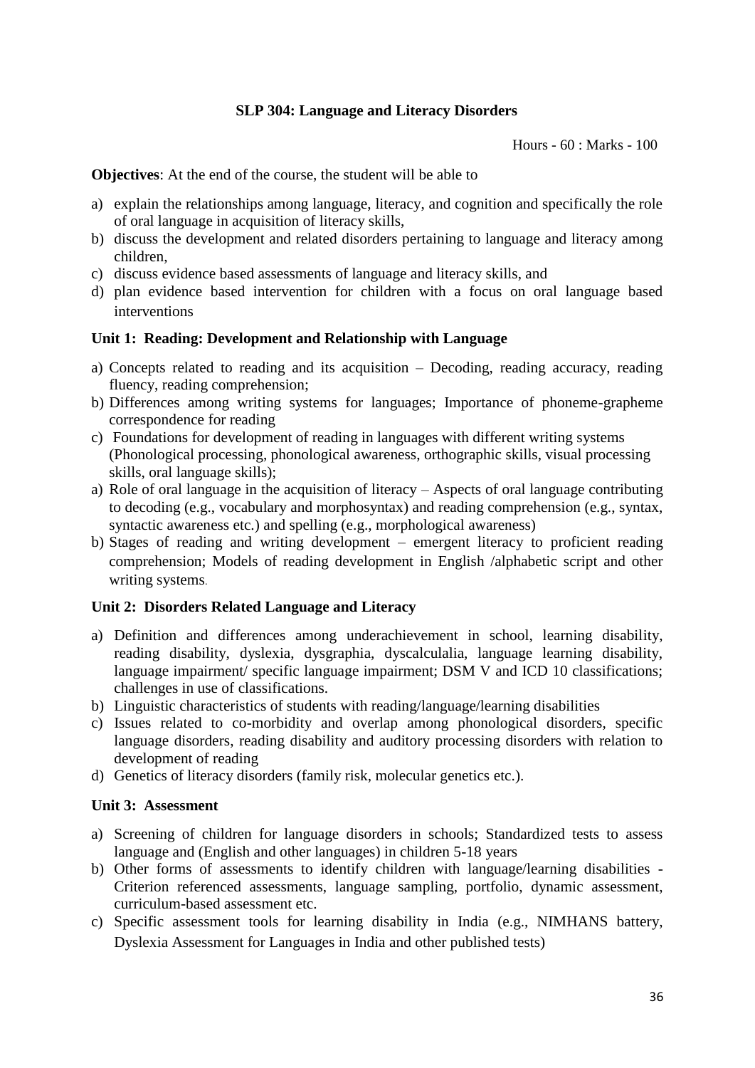**SLP 304: Language and Literacy Disorders**

Hours - 60 : Marks - 100

**Objectives**: At the end of the course, the student will be able to

a) explain the relationships among language, literacy, and cognition and specifically the role of oral language in acquisition of literacy skills,
b) discuss the development and related disorders pertaining to language and literacy among children,
c) discuss evidence based assessments of language and literacy skills, and
d) plan evidence based intervention for children with a focus on oral language based interventions

**Unit 1: Reading: Development and Relationship with Language**

a) Concepts related to reading and its acquisition – Decoding, reading accuracy, reading fluency, reading comprehension;
b) Differences among writing systems for languages; Importance of phoneme-grapheme correspondence for reading
c) Foundations for development of reading in languages with different writing systems (Phonological processing, phonological awareness, orthographic skills, visual processing skills, oral language skills);
a) Role of oral language in the acquisition of literacy – Aspects of oral language contributing to decoding (e.g., vocabulary and morphosyntax) and reading comprehension (e.g., syntax, syntactic awareness etc.) and spelling (e.g., morphological awareness)
b) Stages of reading and writing development – emergent literacy to proficient reading comprehension; Models of reading development in English /alphabetic script and other writing systems.

**Unit 2: Disorders Related Language and Literacy**

a) Definition and differences among underachievement in school, learning disability, reading disability, dyslexia, dysgraphia, dyscalculalia, language learning disability, language impairment/ specific language impairment; DSM V and ICD 10 classifications; challenges in use of classifications.
b) Linguistic characteristics of students with reading/language/learning disabilities
c) Issues related to co-morbidity and overlap among phonological disorders, specific language disorders, reading disability and auditory processing disorders with relation to development of reading
d) Genetics of literacy disorders (family risk, molecular genetics etc.).

**Unit 3: Assessment**

a) Screening of children for language disorders in schools; Standardized tests to assess language and (English and other languages) in children 5-18 years
b) Other forms of assessments to identify children with language/learning disabilities - Criterion referenced assessments, language sampling, portfolio, dynamic assessment, curriculum-based assessment etc.
c) Specific assessment tools for learning disability in India (e.g., NIMHANS battery, Dyslexia Assessment for Languages in India and other published tests)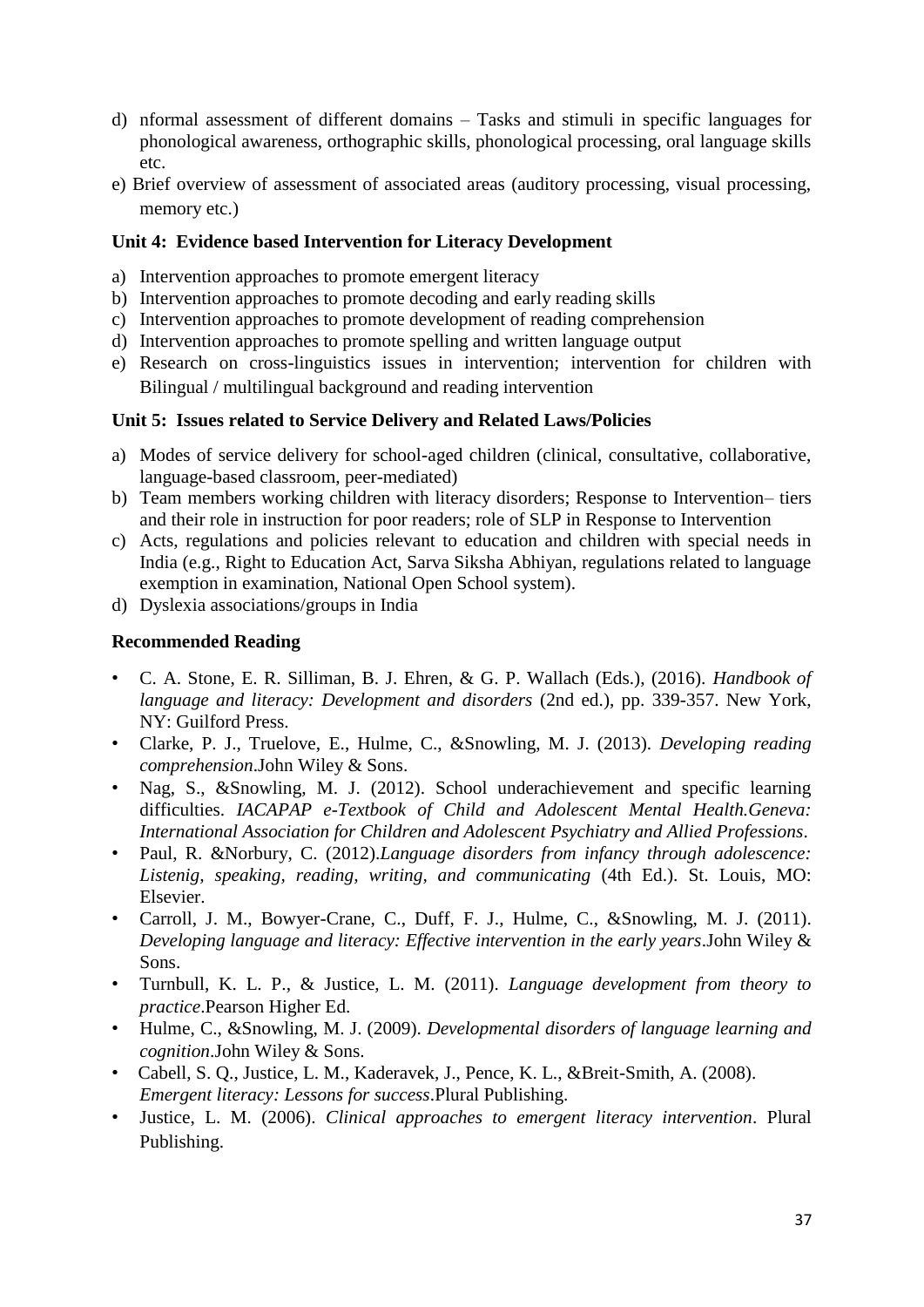d) nformal assessment of different domains – Tasks and stimuli in specific languages for phonological awareness, orthographic skills, phonological processing, oral language skills etc.
e) Brief overview of assessment of associated areas (auditory processing, visual processing, memory etc.)

**Unit 4: Evidence based Intervention for Literacy Development**

a) Intervention approaches to promote emergent literacy
b) Intervention approaches to promote decoding and early reading skills
c) Intervention approaches to promote development of reading comprehension
d) Intervention approaches to promote spelling and written language output
e) Research on cross-linguistics issues in intervention; intervention for children with Bilingual / multilingual background and reading intervention

**Unit 5: Issues related to Service Delivery and Related Laws/Policies**

a) Modes of service delivery for school-aged children (clinical, consultative, collaborative, language-based classroom, peer-mediated)
b) Team members working children with literacy disorders; Response to Intervention– tiers and their role in instruction for poor readers; role of SLP in Response to Intervention
c) Acts, regulations and policies relevant to education and children with special needs in India (e.g., Right to Education Act, Sarva Siksha Abhiyan, regulations related to language exemption in examination, National Open School system).
d) Dyslexia associations/groups in India

**Recommended Reading**

- C. A. Stone, E. R. Silliman, B. J. Ehren, & G. P. Wallach (Eds.), (2016). *Handbook of language and literacy: Development and disorders* (2nd ed.), pp. 339-357. New York, NY: Guilford Press.
- Clarke, P. J., Truelove, E., Hulme, C., &Snowling, M. J. (2013). *Developing reading comprehension*.John Wiley & Sons.
- Nag, S., &Snowling, M. J. (2012). School underachievement and specific learning difficulties. *IACAPAP e-Textbook of Child and Adolescent Mental Health.Geneva: International Association for Children and Adolescent Psychiatry and Allied Professions*.
- Paul, R. &Norbury, C. (2012).*Language disorders from infancy through adolescence: Listenig, speaking, reading, writing, and communicating* (4th Ed.). St. Louis, MO: Elsevier.
- Carroll, J. M., Bowyer-Crane, C., Duff, F. J., Hulme, C., &Snowling, M. J. (2011). *Developing language and literacy: Effective intervention in the early years*.John Wiley & Sons.
- Turnbull, K. L. P., & Justice, L. M. (2011). *Language development from theory to practice*.Pearson Higher Ed.
- Hulme, C., &Snowling, M. J. (2009). *Developmental disorders of language learning and cognition*.John Wiley & Sons.
- Cabell, S. Q., Justice, L. M., Kaderavek, J., Pence, K. L., &Breit-Smith, A. (2008). *Emergent literacy: Lessons for success*.Plural Publishing.
- Justice, L. M. (2006). *Clinical approaches to emergent literacy intervention*. Plural Publishing.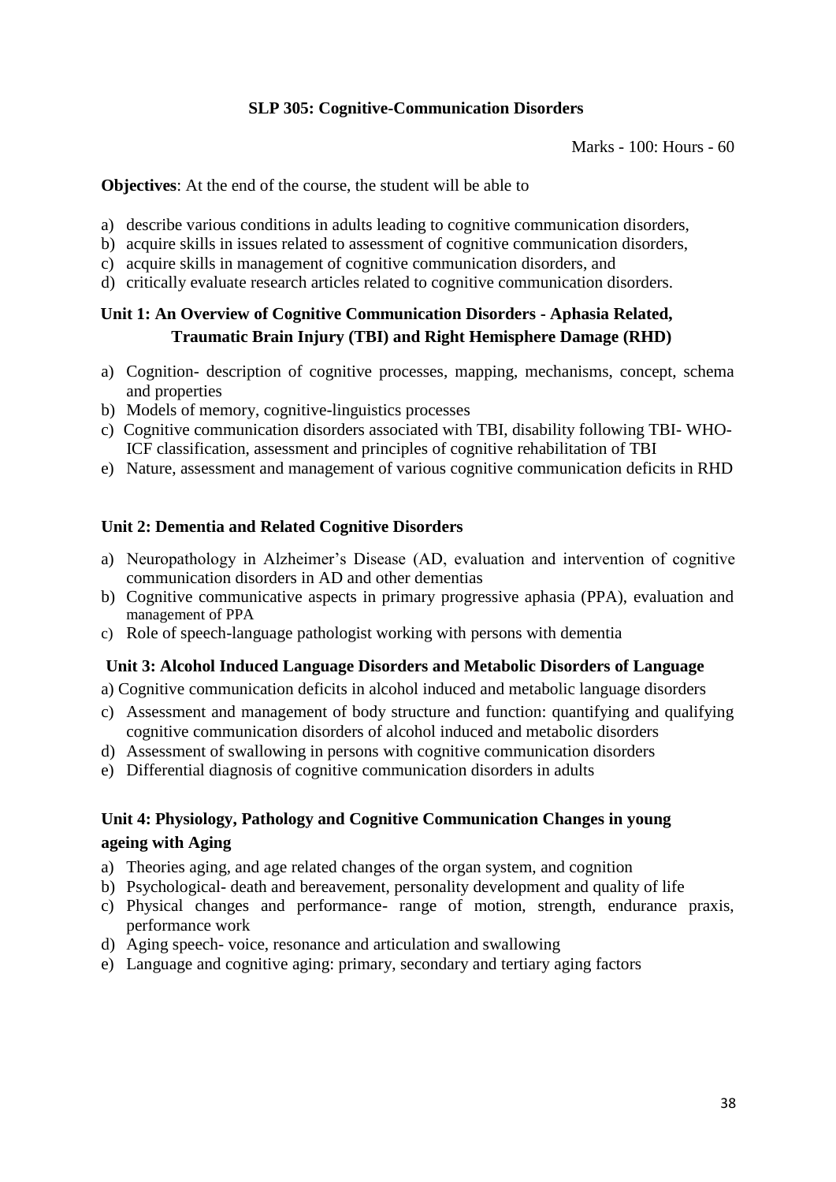**SLP 305: Cognitive-Communication Disorders**

Marks - 100: Hours - 60

**Objectives**: At the end of the course, the student will be able to

a) describe various conditions in adults leading to cognitive communication disorders,
b) acquire skills in issues related to assessment of cognitive communication disorders,
c) acquire skills in management of cognitive communication disorders, and
d) critically evaluate research articles related to cognitive communication disorders.

**Unit 1: An Overview of Cognitive Communication Disorders - Aphasia Related, Traumatic Brain Injury (TBI) and Right Hemisphere Damage (RHD)**

a) Cognition- description of cognitive processes, mapping, mechanisms, concept, schema and properties
b) Models of memory, cognitive-linguistics processes
c) Cognitive communication disorders associated with TBI, disability following TBI- WHO-ICF classification, assessment and principles of cognitive rehabilitation of TBI
e) Nature, assessment and management of various cognitive communication deficits in RHD

**Unit 2: Dementia and Related Cognitive Disorders**

a) Neuropathology in Alzheimer's Disease (AD, evaluation and intervention of cognitive communication disorders in AD and other dementias
b) Cognitive communicative aspects in primary progressive aphasia (PPA), evaluation and management of PPA
c) Role of speech-language pathologist working with persons with dementia

**Unit 3: Alcohol Induced Language Disorders and Metabolic Disorders of Language**

a) Cognitive communication deficits in alcohol induced and metabolic language disorders
c) Assessment and management of body structure and function: quantifying and qualifying cognitive communication disorders of alcohol induced and metabolic disorders
d) Assessment of swallowing in persons with cognitive communication disorders
e) Differential diagnosis of cognitive communication disorders in adults

**Unit 4: Physiology, Pathology and Cognitive Communication Changes in young ageing with Aging**

a) Theories aging, and age related changes of the organ system, and cognition
b) Psychological- death and bereavement, personality development and quality of life
c) Physical changes and performance- range of motion, strength, endurance praxis, performance work
d) Aging speech- voice, resonance and articulation and swallowing
e) Language and cognitive aging: primary, secondary and tertiary aging factors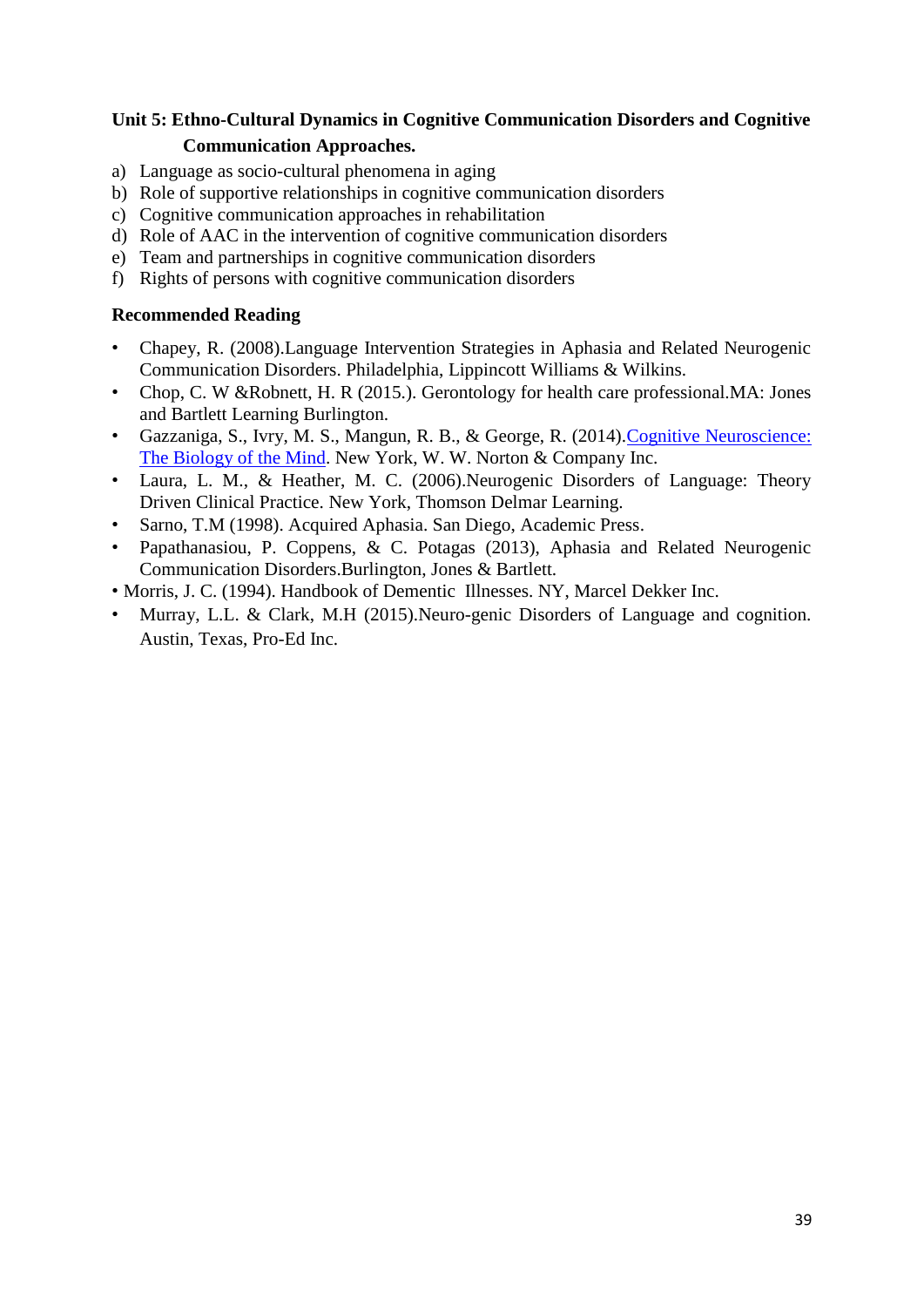**Unit 5: Ethno-Cultural Dynamics in Cognitive Communication Disorders and Cognitive Communication Approaches.**

a) Language as socio-cultural phenomena in aging
b) Role of supportive relationships in cognitive communication disorders
c) Cognitive communication approaches in rehabilitation
d) Role of AAC in the intervention of cognitive communication disorders
e) Team and partnerships in cognitive communication disorders
f) Rights of persons with cognitive communication disorders

**Recommended Reading**

- Chapey, R. (2008).Language Intervention Strategies in Aphasia and Related Neurogenic Communication Disorders. Philadelphia, Lippincott Williams & Wilkins.
- Chop, C. W &Robnett, H. R (2015.). Gerontology for health care professional.MA: Jones and Bartlett Learning Burlington.
- Gazzaniga, S., Ivry, M. S., Mangun, R. B., & George, R. (2014).Cognitive Neuroscience: The Biology of the Mind. New York, W. W. Norton & Company Inc.
- Laura, L. M., & Heather, M. C. (2006).Neurogenic Disorders of Language: Theory Driven Clinical Practice. New York, Thomson Delmar Learning.
- Sarno, T.M (1998). Acquired Aphasia. San Diego, Academic Press.
- Papathanasiou, P. Coppens, & C. Potagas (2013), Aphasia and Related Neurogenic Communication Disorders.Burlington, Jones & Bartlett.
- Morris, J. C. (1994). Handbook of Dementic Illnesses. NY, Marcel Dekker Inc.
- Murray, L.L. & Clark, M.H (2015).Neuro-genic Disorders of Language and cognition. Austin, Texas, Pro-Ed Inc.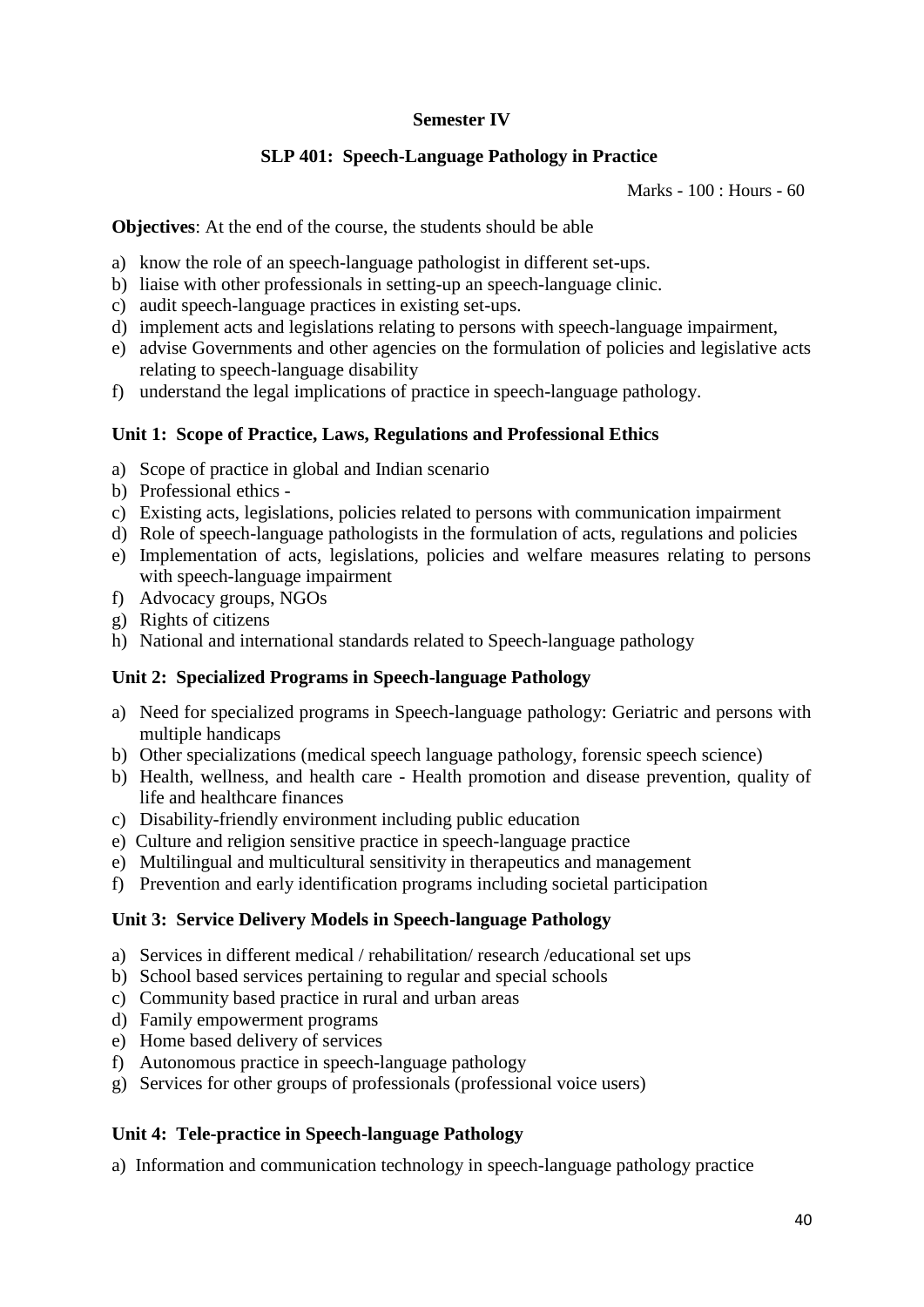**Semester IV**

**SLP 401: Speech-Language Pathology in Practice**

Marks - 100 : Hours - 60

**Objectives**: At the end of the course, the students should be able

a) know the role of an speech-language pathologist in different set-ups.
b) liaise with other professionals in setting-up an speech-language clinic.
c) audit speech-language practices in existing set-ups.
d) implement acts and legislations relating to persons with speech-language impairment,
e) advise Governments and other agencies on the formulation of policies and legislative acts relating to speech-language disability
f) understand the legal implications of practice in speech-language pathology.

**Unit 1: Scope of Practice, Laws, Regulations and Professional Ethics**

a) Scope of practice in global and Indian scenario
b) Professional ethics -
c) Existing acts, legislations, policies related to persons with communication impairment
d) Role of speech-language pathologists in the formulation of acts, regulations and policies
e) Implementation of acts, legislations, policies and welfare measures relating to persons with speech-language impairment
f) Advocacy groups, NGOs
g) Rights of citizens
h) National and international standards related to Speech-language pathology

**Unit 2: Specialized Programs in Speech-language Pathology**

a) Need for specialized programs in Speech-language pathology: Geriatric and persons with multiple handicaps
b) Other specializations (medical speech language pathology, forensic speech science)
b) Health, wellness, and health care - Health promotion and disease prevention, quality of life and healthcare finances
c) Disability-friendly environment including public education
e) Culture and religion sensitive practice in speech-language practice
e) Multilingual and multicultural sensitivity in therapeutics and management
f) Prevention and early identification programs including societal participation

**Unit 3: Service Delivery Models in Speech-language Pathology**

a) Services in different medical / rehabilitation/ research /educational set ups
b) School based services pertaining to regular and special schools
c) Community based practice in rural and urban areas
d) Family empowerment programs
e) Home based delivery of services
f) Autonomous practice in speech-language pathology
g) Services for other groups of professionals (professional voice users)

**Unit 4: Tele-practice in Speech-language Pathology**

a) Information and communication technology in speech-language pathology practice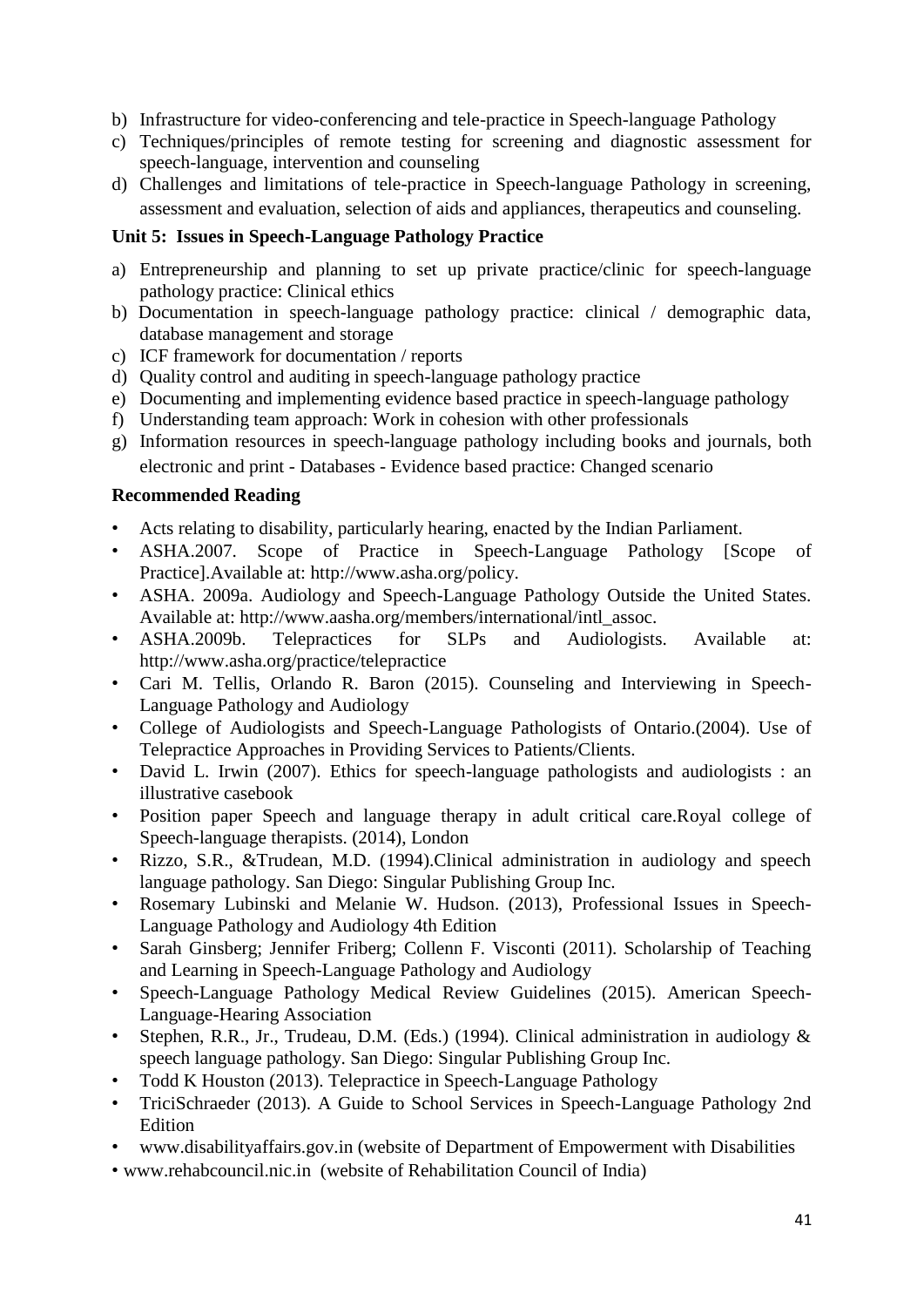b) Infrastructure for video-conferencing and tele-practice in Speech-language Pathology
c) Techniques/principles of remote testing for screening and diagnostic assessment for speech-language, intervention and counseling
d) Challenges and limitations of tele-practice in Speech-language Pathology in screening, assessment and evaluation, selection of aids and appliances, therapeutics and counseling.

**Unit 5: Issues in Speech-Language Pathology Practice**

a) Entrepreneurship and planning to set up private practice/clinic for speech-language pathology practice: Clinical ethics
b) Documentation in speech-language pathology practice: clinical / demographic data, database management and storage
c) ICF framework for documentation / reports
d) Quality control and auditing in speech-language pathology practice
e) Documenting and implementing evidence based practice in speech-language pathology
f) Understanding team approach: Work in cohesion with other professionals
g) Information resources in speech-language pathology including books and journals, both electronic and print - Databases - Evidence based practice: Changed scenario

**Recommended Reading**

- Acts relating to disability, particularly hearing, enacted by the Indian Parliament.
- ASHA.2007. Scope of Practice in Speech-Language Pathology [Scope of Practice].Available at: http://www.asha.org/policy.
- ASHA. 2009a. Audiology and Speech-Language Pathology Outside the United States. Available at: http://www.aasha.org/members/international/intl_assoc.
- ASHA.2009b. Telepractices for SLPs and Audiologists. Available at: http://www.asha.org/practice/telepractice
- Cari M. Tellis, Orlando R. Baron (2015). Counseling and Interviewing in Speech-Language Pathology and Audiology
- College of Audiologists and Speech-Language Pathologists of Ontario.(2004). Use of Telepractice Approaches in Providing Services to Patients/Clients.
- David L. Irwin (2007). Ethics for speech-language pathologists and audiologists : an illustrative casebook
- Position paper Speech and language therapy in adult critical care.Royal college of Speech-language therapists. (2014), London
- Rizzo, S.R., &Trudean, M.D. (1994).Clinical administration in audiology and speech language pathology. San Diego: Singular Publishing Group Inc.
- Rosemary Lubinski and Melanie W. Hudson. (2013), Professional Issues in Speech-Language Pathology and Audiology 4th Edition
- Sarah Ginsberg; Jennifer Friberg; Collenn F. Visconti (2011). Scholarship of Teaching and Learning in Speech-Language Pathology and Audiology
- Speech-Language Pathology Medical Review Guidelines (2015). American Speech-Language-Hearing Association
- Stephen, R.R., Jr., Trudeau, D.M. (Eds.) (1994). Clinical administration in audiology & speech language pathology. San Diego: Singular Publishing Group Inc.
- Todd K Houston (2013). Telepractice in Speech-Language Pathology
- TriciSchraeder (2013). A Guide to School Services in Speech-Language Pathology 2nd Edition
- www.disabilityaffairs.gov.in (website of Department of Empowerment with Disabilities
- www.rehabcouncil.nic.in (website of Rehabilitation Council of India)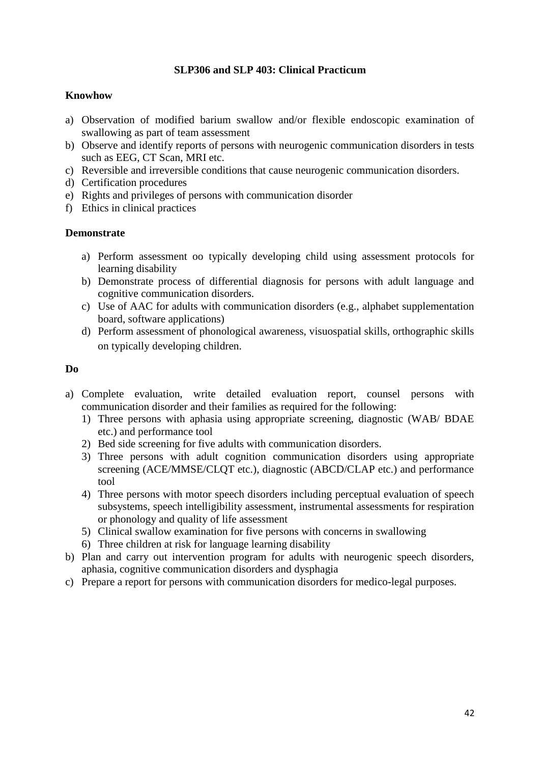## SLP306 and SLP 403: Clinical Practicum

**Knowhow**

a) Observation of modified barium swallow and/or flexible endoscopic examination of swallowing as part of team assessment
b) Observe and identify reports of persons with neurogenic communication disorders in tests such as EEG, CT Scan, MRI etc.
c) Reversible and irreversible conditions that cause neurogenic communication disorders.
d) Certification procedures
e) Rights and privileges of persons with communication disorder
f) Ethics in clinical practices

**Demonstrate**

a) Perform assessment oo typically developing child using assessment protocols for learning disability
b) Demonstrate process of differential diagnosis for persons with adult language and cognitive communication disorders.
c) Use of AAC for adults with communication disorders (e.g., alphabet supplementation board, software applications)
d) Perform assessment of phonological awareness, visuospatial skills, orthographic skills on typically developing children.

**Do**

a) Complete evaluation, write detailed evaluation report, counsel persons with communication disorder and their families as required for the following:
   1) Three persons with aphasia using appropriate screening, diagnostic (WAB/ BDAE etc.) and performance tool
   2) Bed side screening for five adults with communication disorders.
   3) Three persons with adult cognition communication disorders using appropriate screening (ACE/MMSE/CLQT etc.), diagnostic (ABCD/CLAP etc.) and performance tool
   4) Three persons with motor speech disorders including perceptual evaluation of speech subsystems, speech intelligibility assessment, instrumental assessments for respiration or phonology and quality of life assessment
   5) Clinical swallow examination for five persons with concerns in swallowing
   6) Three children at risk for language learning disability
b) Plan and carry out intervention program for adults with neurogenic speech disorders, aphasia, cognitive communication disorders and dysphagia
c) Prepare a report for persons with communication disorders for medico-legal purposes.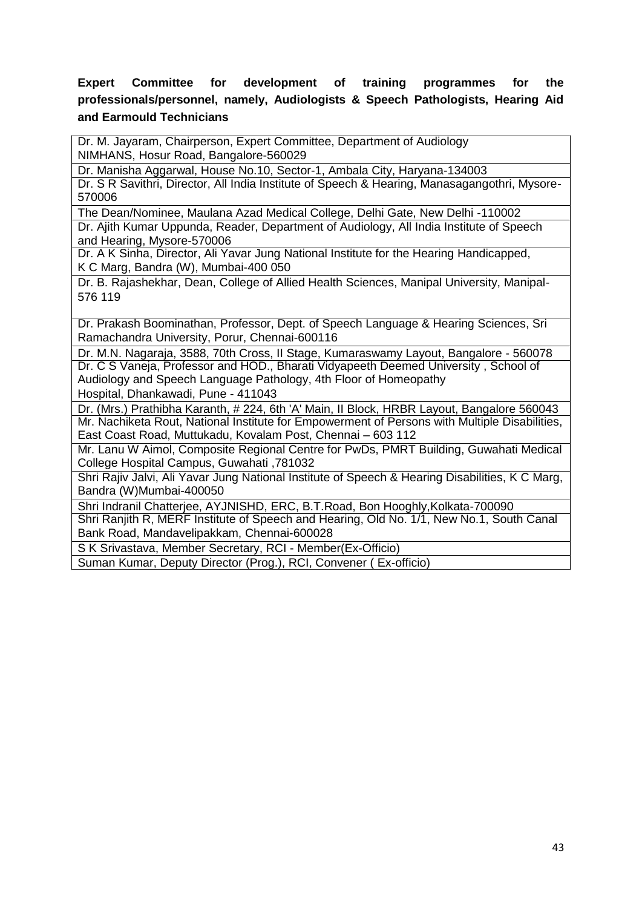**Expert Committee for development of training programmes for the professionals/personnel, namely, Audiologists & Speech Pathologists, Hearing Aid and Earmould Technicians**

| |
|---|
| Dr. M. Jayaram, Chairperson, Expert Committee, Department of Audiology NIMHANS, Hosur Road, Bangalore-560029 |
| Dr. Manisha Aggarwal, House No.10, Sector-1, Ambala City, Haryana-134003 |
| Dr. S R Savithri, Director, All India Institute of Speech & Hearing, Manasagangothri, Mysore-570006 |
| The Dean/Nominee, Maulana Azad Medical College, Delhi Gate, New Delhi -110002 |
| Dr. Ajith Kumar Uppunda, Reader, Department of Audiology, All India Institute of Speech and Hearing, Mysore-570006 |
| Dr. A K Sinha, Director, Ali Yavar Jung National Institute for the Hearing Handicapped, K C Marg, Bandra (W), Mumbai-400 050 |
| Dr. B. Rajashekhar, Dean, College of Allied Health Sciences, Manipal University, Manipal-576 119 |
| Dr. Prakash Boominathan, Professor, Dept. of Speech Language & Hearing Sciences, Sri Ramachandra University, Porur, Chennai-600116 |
| Dr. M.N. Nagaraja, 3588, 70th Cross, II Stage, Kumaraswamy Layout, Bangalore - 560078 |
| Dr. C S Vaneja, Professor and HOD., Bharati Vidyapeeth Deemed University , School of Audiology and Speech Language Pathology, 4th Floor of Homeopathy Hospital, Dhankawadi, Pune - 411043 |
| Dr. (Mrs.) Prathibha Karanth, # 224, 6th 'A' Main, II Block, HRBR Layout, Bangalore 560043 |
| Mr. Nachiketa Rout, National Institute for Empowerment of Persons with Multiple Disabilities, East Coast Road, Muttukadu, Kovalam Post, Chennai – 603 112 |
| Mr. Lanu W Aimol, Composite Regional Centre for PwDs, PMRT Building, Guwahati Medical College Hospital Campus, Guwahati ,781032 |
| Shri Rajiv Jalvi, Ali Yavar Jung National Institute of Speech & Hearing Disabilities, K C Marg, Bandra (W)Mumbai-400050 |
| Shri Indranil Chatterjee, AYJNISHD, ERC, B.T.Road, Bon Hooghly,Kolkata-700090 |
| Shri Ranjith R, MERF Institute of Speech and Hearing, Old No. 1/1, New No.1, South Canal Bank Road, Mandavelipakkam, Chennai-600028 |
| S K Srivastava, Member Secretary, RCI - Member(Ex-Officio) |
| Suman Kumar, Deputy Director (Prog.), RCI, Convener ( Ex-officio) |